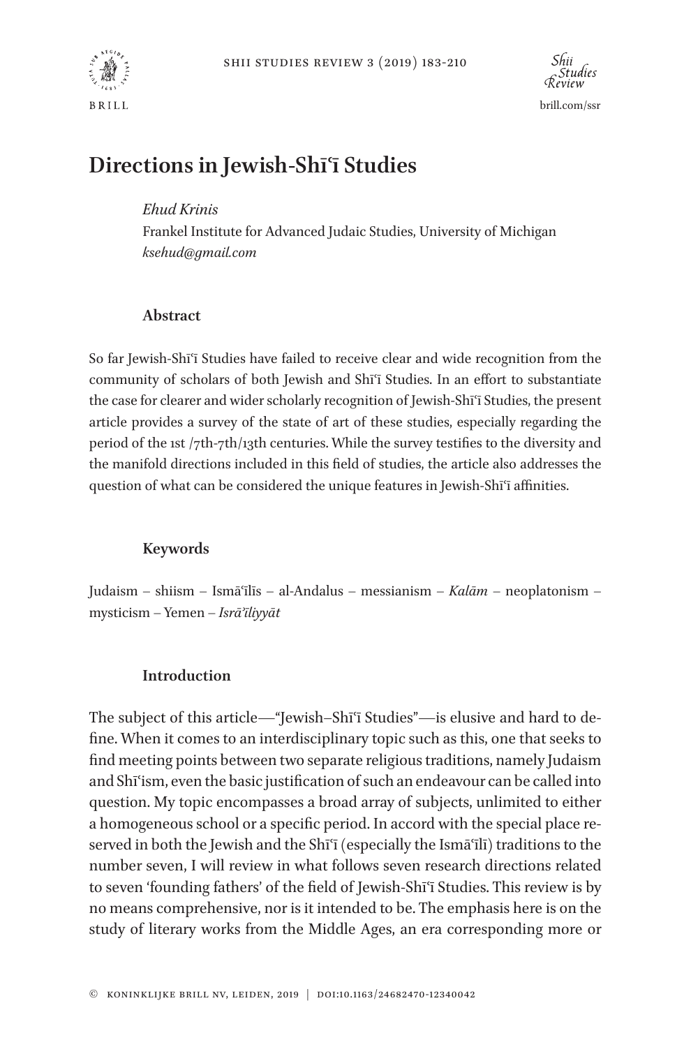# Directions in Jewish-Shīʿī Studies

*Ehud Krinis*
Frankel Institute for Advanced Judaic Studies, University of Michigan
*ksehud@gmail.com*

## Abstract

So far Jewish-Shīʿī Studies have failed to receive clear and wide recognition from the community of scholars of both Jewish and Shīʿī Studies. In an effort to substantiate the case for clearer and wider scholarly recognition of Jewish-Shīʿī Studies, the present article provides a survey of the state of art of these studies, especially regarding the period of the 1st /7th-7th/13th centuries. While the survey testifies to the diversity and the manifold directions included in this field of studies, the article also addresses the question of what can be considered the unique features in Jewish-Shīʿī affinities.

## Keywords

Judaism – shiism – Ismāʿīlīs – al-Andalus – messianism – *Kalām* – neoplatonism – mysticism – Yemen – *Isrāʾīliyyāt*

## Introduction

The subject of this article—"Jewish–Shīʿī Studies"—is elusive and hard to define. When it comes to an interdisciplinary topic such as this, one that seeks to find meeting points between two separate religious traditions, namely Judaism and Shīʿism, even the basic justification of such an endeavour can be called into question. My topic encompasses a broad array of subjects, unlimited to either a homogeneous school or a specific period. In accord with the special place reserved in both the Jewish and the Shīʿī (especially the Ismāʿīlī) traditions to the number seven, I will review in what follows seven research directions related to seven 'founding fathers' of the field of Jewish-Shīʿī Studies. This review is by no means comprehensive, nor is it intended to be. The emphasis here is on the study of literary works from the Middle Ages, an era corresponding more or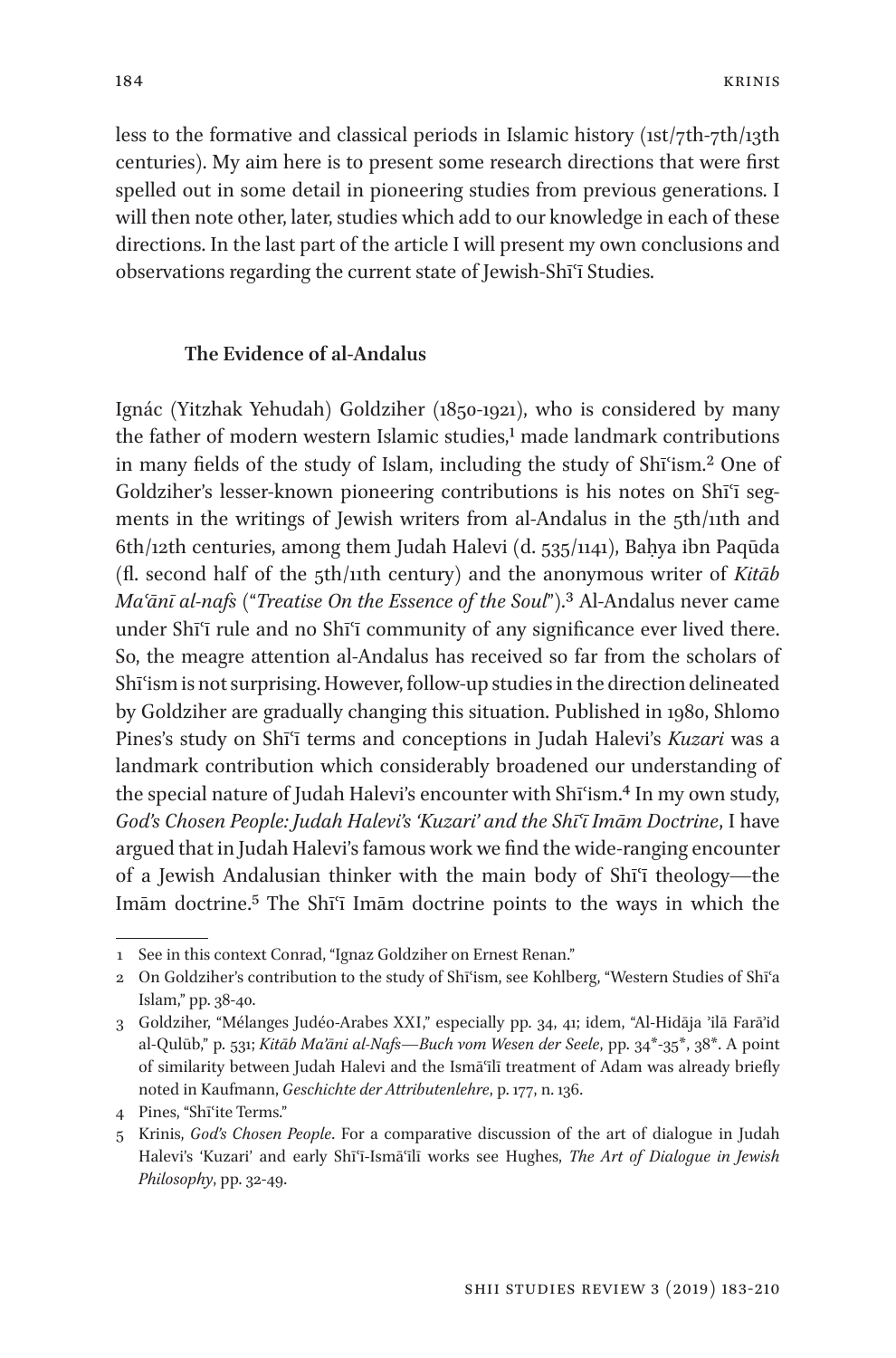less to the formative and classical periods in Islamic history (1st/7th-7th/13th centuries). My aim here is to present some research directions that were first spelled out in some detail in pioneering studies from previous generations. I will then note other, later, studies which add to our knowledge in each of these directions. In the last part of the article I will present my own conclusions and observations regarding the current state of Jewish-Shīʿī Studies.

### The Evidence of al-Andalus

Ignác (Yitzhak Yehudah) Goldziher (1850-1921), who is considered by many the father of modern western Islamic studies,[1] made landmark contributions in many fields of the study of Islam, including the study of Shīʿism.[2] One of Goldziher's lesser-known pioneering contributions is his notes on Shīʿī segments in the writings of Jewish writers from al-Andalus in the 5th/11th and 6th/12th centuries, among them Judah Halevi (d. 535/1141), Baḥya ibn Paqūda (fl. second half of the 5th/11th century) and the anonymous writer of *Kitāb Maʿānī al-nafs* ("*Treatise On the Essence of the Soul*").[3] Al-Andalus never came under Shīʿī rule and no Shīʿī community of any significance ever lived there. So, the meagre attention al-Andalus has received so far from the scholars of Shīʿism is not surprising. However, follow-up studies in the direction delineated by Goldziher are gradually changing this situation. Published in 1980, Shlomo Pines's study on Shīʿī terms and conceptions in Judah Halevi's *Kuzari* was a landmark contribution which considerably broadened our understanding of the special nature of Judah Halevi's encounter with Shīʿism.[4] In my own study, *God's Chosen People: Judah Halevi's 'Kuzari' and the Shīʿī Imām Doctrine*, I have argued that in Judah Halevi's famous work we find the wide-ranging encounter of a Jewish Andalusian thinker with the main body of Shīʿī theology—the Imām doctrine.[5] The Shīʿī Imām doctrine points to the ways in which the

---

1 See in this context Conrad, "Ignaz Goldziher on Ernest Renan."

2 On Goldziher's contribution to the study of Shīʿism, see Kohlberg, "Western Studies of Shīʿa Islam," pp. 38-40.

3 Goldziher, "Mélanges Judéo-Arabes XXI," especially pp. 34, 41; idem, "Al-Hidāja ʾilā Farāʾid al-Qulūb," p. 531; *Kitāb Maʿāni al-Nafs—Buch vom Wesen der Seele*, pp. 34*-35*, 38*. A point of similarity between Judah Halevi and the Ismāʿīlī treatment of Adam was already briefly noted in Kaufmann, *Geschichte der Attributenlehre*, p. 177, n. 136.

4 Pines, "Shīʿite Terms."

5 Krinis, *God's Chosen People*. For a comparative discussion of the art of dialogue in Judah Halevi's 'Kuzari' and early Shīʿī-Ismāʿīlī works see Hughes, *The Art of Dialogue in Jewish Philosophy*, pp. 32-49.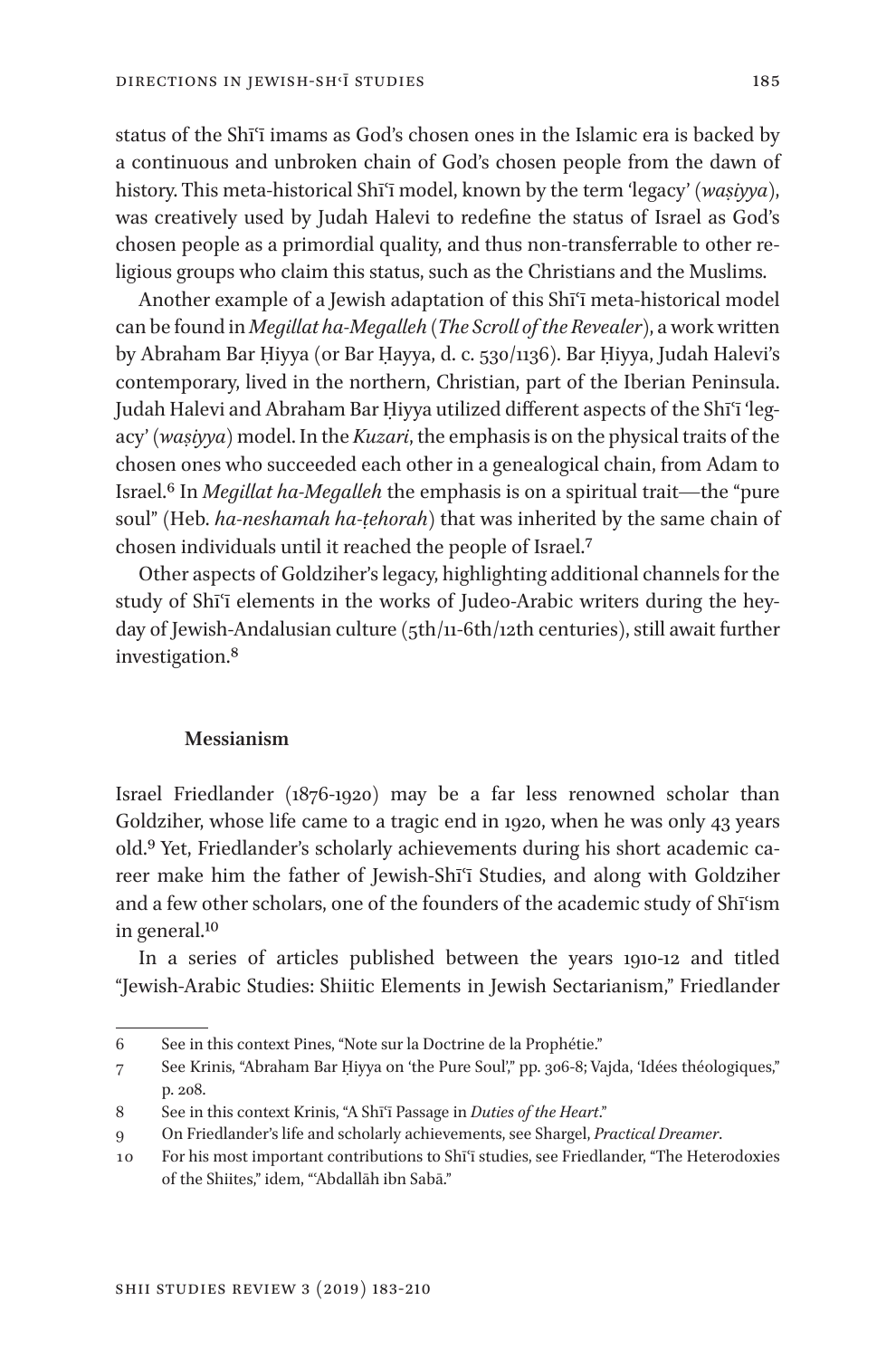status of the Shīʿī imams as God's chosen ones in the Islamic era is backed by a continuous and unbroken chain of God's chosen people from the dawn of history. This meta-historical Shīʿī model, known by the term 'legacy' (*waṣiyya*), was creatively used by Judah Halevi to redefine the status of Israel as God's chosen people as a primordial quality, and thus non-transferrable to other religious groups who claim this status, such as the Christians and the Muslims.

Another example of a Jewish adaptation of this Shīʿī meta-historical model can be found in *Megillat ha-Megalleh* (*The Scroll of the Revealer*), a work written by Abraham Bar Ḥiyya (or Bar Ḥayya, d. c. 530/1136). Bar Ḥiyya, Judah Halevi's contemporary, lived in the northern, Christian, part of the Iberian Peninsula. Judah Halevi and Abraham Bar Ḥiyya utilized different aspects of the Shīʿī 'legacy' (*waṣiyya*) model. In the *Kuzari*, the emphasis is on the physical traits of the chosen ones who succeeded each other in a genealogical chain, from Adam to Israel.[6] In *Megillat ha-Megalleh* the emphasis is on a spiritual trait—the "pure soul" (Heb. *ha-neshamah ha-ṭehorah*) that was inherited by the same chain of chosen individuals until it reached the people of Israel.[7]

Other aspects of Goldziher's legacy, highlighting additional channels for the study of Shīʿī elements in the works of Judeo-Arabic writers during the heyday of Jewish-Andalusian culture (5th/11-6th/12th centuries), still await further investigation.[8]

### Messianism

Israel Friedlander (1876-1920) may be a far less renowned scholar than Goldziher, whose life came to a tragic end in 1920, when he was only 43 years old.[9] Yet, Friedlander's scholarly achievements during his short academic career make him the father of Jewish-Shīʿī Studies, and along with Goldziher and a few other scholars, one of the founders of the academic study of Shīʿism in general.[10]

In a series of articles published between the years 1910-12 and titled "Jewish-Arabic Studies: Shiitic Elements in Jewish Sectarianism," Friedlander

---

6 See in this context Pines, "Note sur la Doctrine de la Prophétie."

7 See Krinis, "Abraham Bar Ḥiyya on 'the Pure Soul'," pp. 306-8; Vajda, 'Idées théologiques," p. 208.

8 See in this context Krinis, "A Shīʿī Passage in *Duties of the Heart*."

9 On Friedlander's life and scholarly achievements, see Shargel, *Practical Dreamer*.

10 For his most important contributions to Shīʿī studies, see Friedlander, "The Heterodoxies of the Shiites," idem, "ʿAbdallāh ibn Sabā."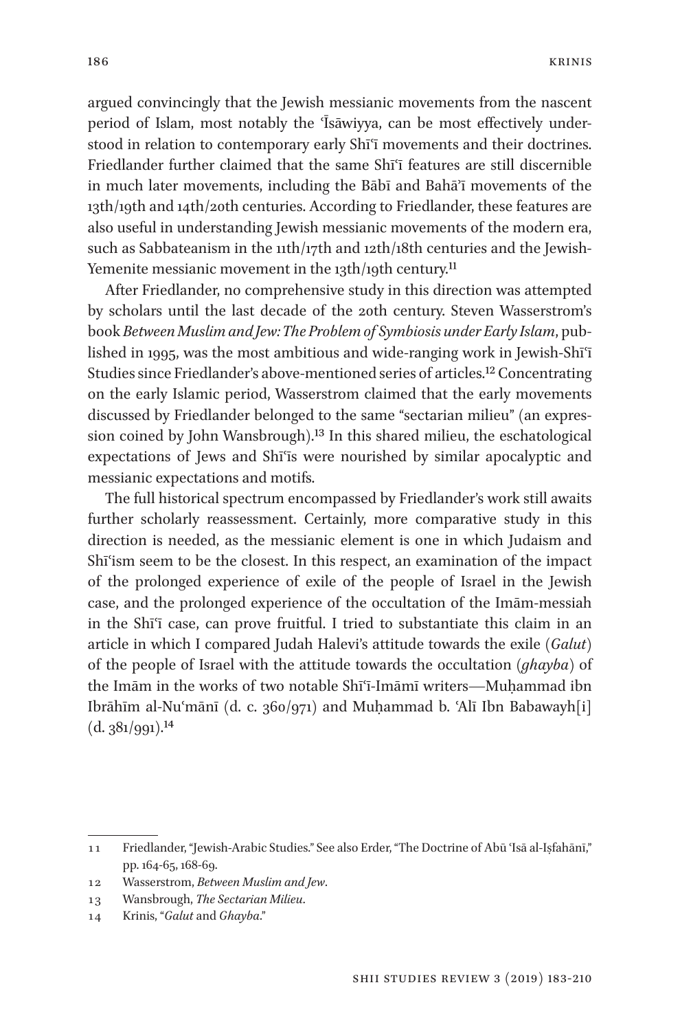argued convincingly that the Jewish messianic movements from the nascent period of Islam, most notably the ʿĪsāwiyya, can be most effectively understood in relation to contemporary early Shīʿī movements and their doctrines. Friedlander further claimed that the same Shīʿī features are still discernible in much later movements, including the Bābī and Bahāʾī movements of the 13th/19th and 14th/20th centuries. According to Friedlander, these features are also useful in understanding Jewish messianic movements of the modern era, such as Sabbateanism in the 11th/17th and 12th/18th centuries and the Jewish-Yemenite messianic movement in the 13th/19th century.[11]

After Friedlander, no comprehensive study in this direction was attempted by scholars until the last decade of the 20th century. Steven Wasserstrom's book *Between Muslim and Jew: The Problem of Symbiosis under Early Islam*, published in 1995, was the most ambitious and wide-ranging work in Jewish-Shīʿī Studies since Friedlander's above-mentioned series of articles.[12] Concentrating on the early Islamic period, Wasserstrom claimed that the early movements discussed by Friedlander belonged to the same "sectarian milieu" (an expression coined by John Wansbrough).[13] In this shared milieu, the eschatological expectations of Jews and Shīʿīs were nourished by similar apocalyptic and messianic expectations and motifs.

The full historical spectrum encompassed by Friedlander's work still awaits further scholarly reassessment. Certainly, more comparative study in this direction is needed, as the messianic element is one in which Judaism and Shīʿism seem to be the closest. In this respect, an examination of the impact of the prolonged experience of exile of the people of Israel in the Jewish case, and the prolonged experience of the occultation of the Imām-messiah in the Shīʿī case, can prove fruitful. I tried to substantiate this claim in an article in which I compared Judah Halevi's attitude towards the exile (*Galut*) of the people of Israel with the attitude towards the occultation (*ghayba*) of the Imām in the works of two notable Shīʿī-Imāmī writers—Muḥammad ibn Ibrāhīm al-Nuʿmānī (d. c. 360/971) and Muḥammad b. ʿAlī Ibn Babawayh[i] (d. 381/991).[14]

---

11 Friedlander, "Jewish-Arabic Studies." See also Erder, "The Doctrine of Abū ʿIsā al-Iṣfahānī," pp. 164-65, 168-69.

12 Wasserstrom, *Between Muslim and Jew*.

13 Wansbrough, *The Sectarian Milieu*.

14 Krinis, "*Galut* and *Ghayba*."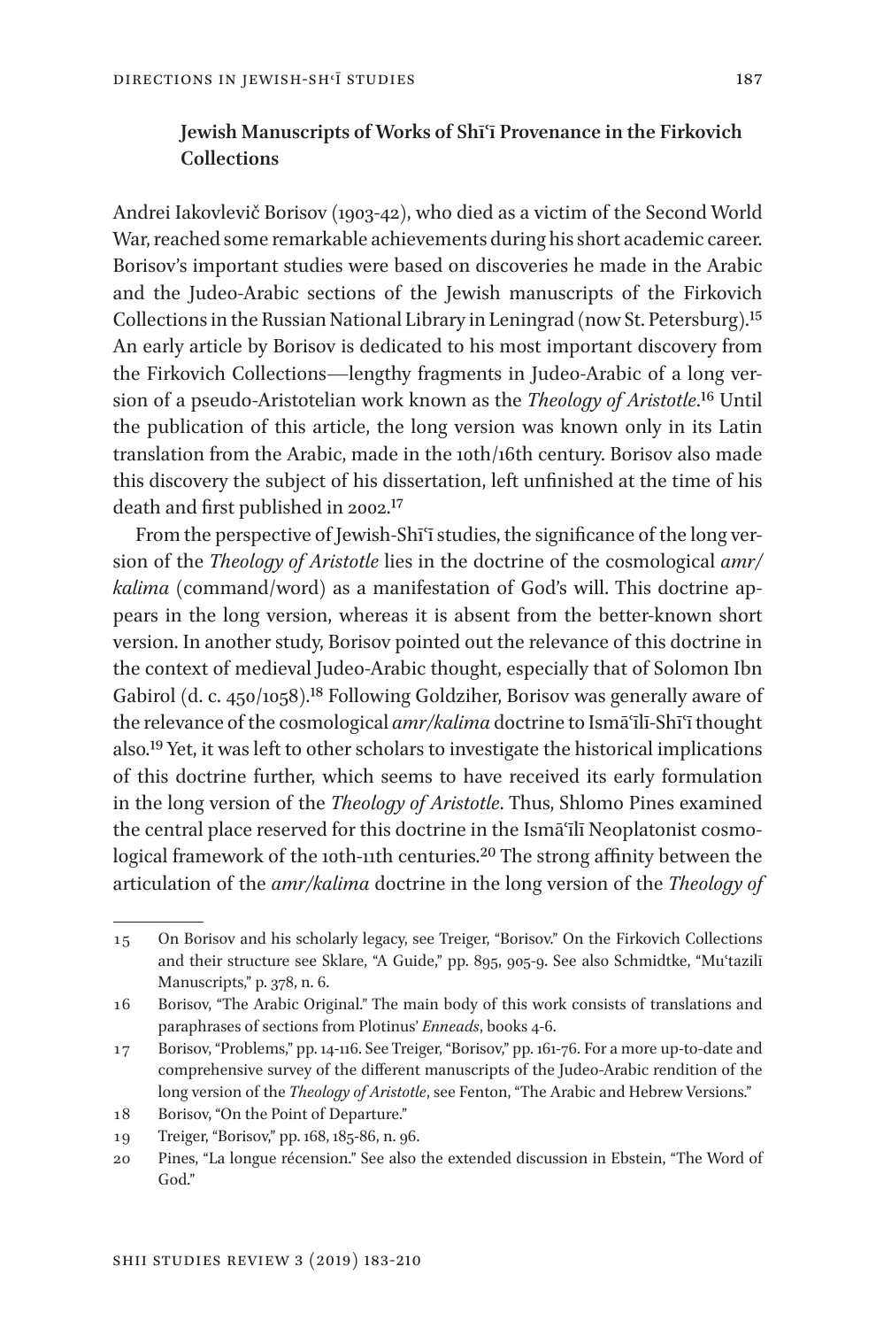### Jewish Manuscripts of Works of Shīʿī Provenance in the Firkovich Collections

Andrei Iakovlevič Borisov (1903-42), who died as a victim of the Second World War, reached some remarkable achievements during his short academic career. Borisov's important studies were based on discoveries he made in the Arabic and the Judeo-Arabic sections of the Jewish manuscripts of the Firkovich Collections in the Russian National Library in Leningrad (now St. Petersburg).[15] An early article by Borisov is dedicated to his most important discovery from the Firkovich Collections—lengthy fragments in Judeo-Arabic of a long version of a pseudo-Aristotelian work known as the *Theology of Aristotle*.[16] Until the publication of this article, the long version was known only in its Latin translation from the Arabic, made in the 10th/16th century. Borisov also made this discovery the subject of his dissertation, left unfinished at the time of his death and first published in 2002.[17]

From the perspective of Jewish-Shīʿī studies, the significance of the long version of the *Theology of Aristotle* lies in the doctrine of the cosmological *amr/kalima* (command/word) as a manifestation of God's will. This doctrine appears in the long version, whereas it is absent from the better-known short version. In another study, Borisov pointed out the relevance of this doctrine in the context of medieval Judeo-Arabic thought, especially that of Solomon Ibn Gabirol (d. c. 450/1058).[18] Following Goldziher, Borisov was generally aware of the relevance of the cosmological *amr/kalima* doctrine to Ismāʿīlī-Shīʿī thought also.[19] Yet, it was left to other scholars to investigate the historical implications of this doctrine further, which seems to have received its early formulation in the long version of the *Theology of Aristotle*. Thus, Shlomo Pines examined the central place reserved for this doctrine in the Ismāʿīlī Neoplatonist cosmological framework of the 10th-11th centuries.[20] The strong affinity between the articulation of the *amr/kalima* doctrine in the long version of the *Theology of*

---

15 On Borisov and his scholarly legacy, see Treiger, "Borisov." On the Firkovich Collections and their structure see Sklare, "A Guide," pp. 895, 905-9. See also Schmidtke, "Muʿtazilī Manuscripts," p. 378, n. 6.

16 Borisov, "The Arabic Original." The main body of this work consists of translations and paraphrases of sections from Plotinus' *Enneads*, books 4-6.

17 Borisov, "Problems," pp. 14-116. See Treiger, "Borisov," pp. 161-76. For a more up-to-date and comprehensive survey of the different manuscripts of the Judeo-Arabic rendition of the long version of the *Theology of Aristotle*, see Fenton, "The Arabic and Hebrew Versions."

18 Borisov, "On the Point of Departure."

19 Treiger, "Borisov," pp. 168, 185-86, n. 96.

20 Pines, "La longue récension." See also the extended discussion in Ebstein, "The Word of God."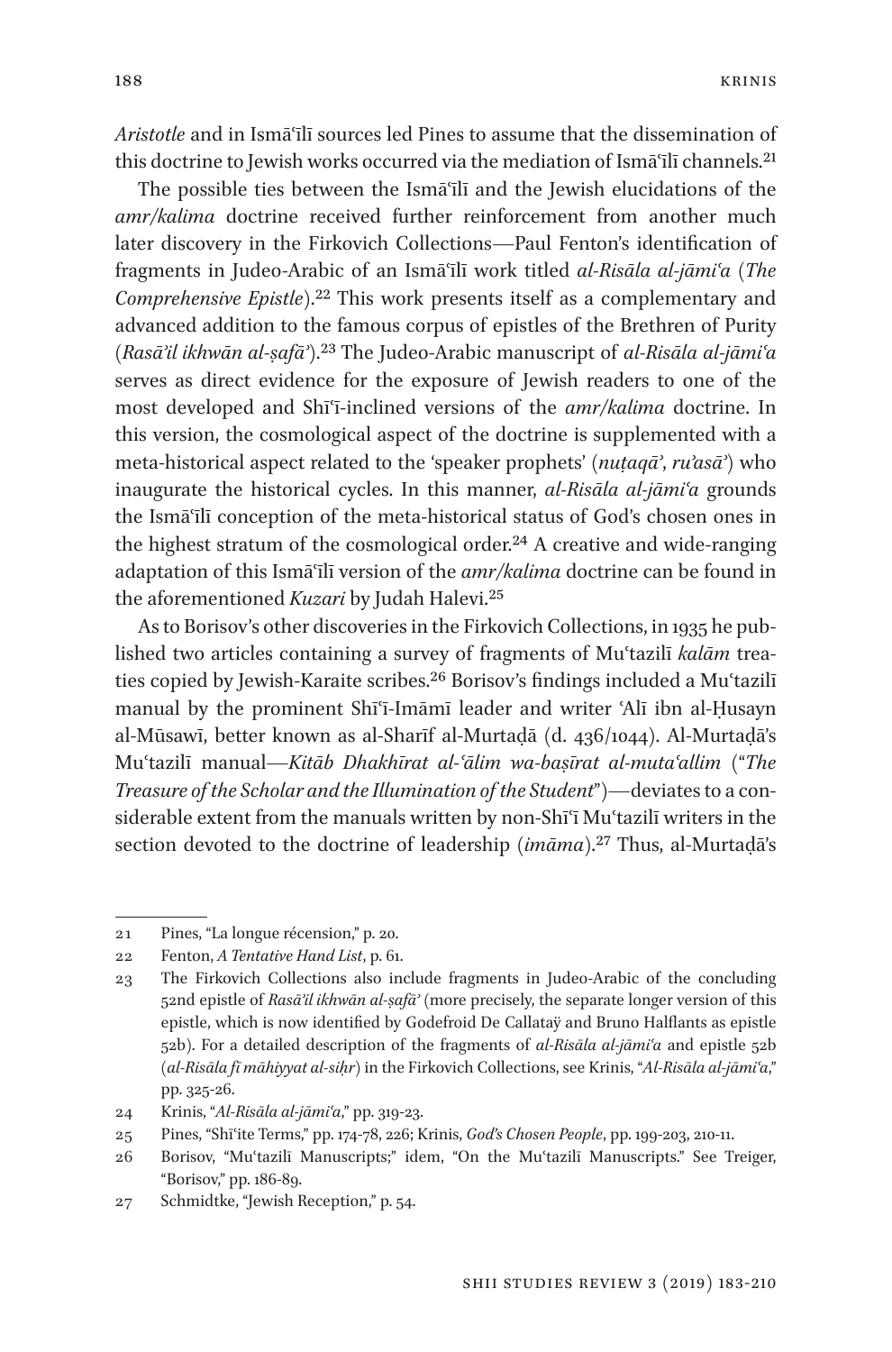*Aristotle* and in Ismāʿīlī sources led Pines to assume that the dissemination of this doctrine to Jewish works occurred via the mediation of Ismāʿīlī channels.[21]

The possible ties between the Ismāʿīlī and the Jewish elucidations of the *amr/kalima* doctrine received further reinforcement from another much later discovery in the Firkovich Collections—Paul Fenton's identification of fragments in Judeo-Arabic of an Ismāʿīlī work titled *al-Risāla al-jāmiʿa* (*The Comprehensive Epistle*).[22] This work presents itself as a complementary and advanced addition to the famous corpus of epistles of the Brethren of Purity (*Rasāʾil ikhwān al-ṣafāʾ*).[23] The Judeo-Arabic manuscript of *al-Risāla al-jāmiʿa* serves as direct evidence for the exposure of Jewish readers to one of the most developed and Shīʿī-inclined versions of the *amr/kalima* doctrine. In this version, the cosmological aspect of the doctrine is supplemented with a meta-historical aspect related to the 'speaker prophets' (*nuṭaqāʾ*, *ruʾasāʾ*) who inaugurate the historical cycles. In this manner, *al-Risāla al-jāmiʿa* grounds the Ismāʿīlī conception of the meta-historical status of God's chosen ones in the highest stratum of the cosmological order.[24] A creative and wide-ranging adaptation of this Ismāʿīlī version of the *amr/kalima* doctrine can be found in the aforementioned *Kuzari* by Judah Halevi.[25]

As to Borisov's other discoveries in the Firkovich Collections, in 1935 he published two articles containing a survey of fragments of Muʿtazilī *kalām* treaties copied by Jewish-Karaite scribes.[26] Borisov's findings included a Muʿtazilī manual by the prominent Shīʿī-Imāmī leader and writer ʿAlī ibn al-Ḥusayn al-Mūsawī, better known as al-Sharīf al-Murtaḍā (d. 436/1044). Al-Murtaḍā's Muʿtazilī manual—*Kitāb Dhakhīrat al-ʿālim wa-baṣīrat al-mutaʿallim* ("*The Treasure of the Scholar and the Illumination of the Student*")—deviates to a considerable extent from the manuals written by non-Shīʿī Muʿtazilī writers in the section devoted to the doctrine of leadership (*imāma*).[27] Thus, al-Murtaḍā's

---

21 Pines, "La longue récension," p. 20.

22 Fenton, *A Tentative Hand List*, p. 61.

23 The Firkovich Collections also include fragments in Judeo-Arabic of the concluding 52nd epistle of *Rasāʾil ikhwān al-ṣafāʾ* (more precisely, the separate longer version of this epistle, which is now identified by Godefroid De Callataÿ and Bruno Halflants as epistle 52b). For a detailed description of the fragments of *al-Risāla al-jāmiʿa* and epistle 52b (*al-Risāla fī māhiyyat al-siḥr*) in the Firkovich Collections, see Krinis, "*Al-Risāla al-jāmiʿa*," pp. 325-26.

24 Krinis, "*Al-Risāla al-jāmiʿa*," pp. 319-23.

25 Pines, "Shīʿite Terms," pp. 174-78, 226; Krinis, *God's Chosen People*, pp. 199-203, 210-11.

26 Borisov, "Muʿtazilī Manuscripts;" idem, "On the Muʿtazilī Manuscripts." See Treiger, "Borisov," pp. 186-89.

27 Schmidtke, "Jewish Reception," p. 54.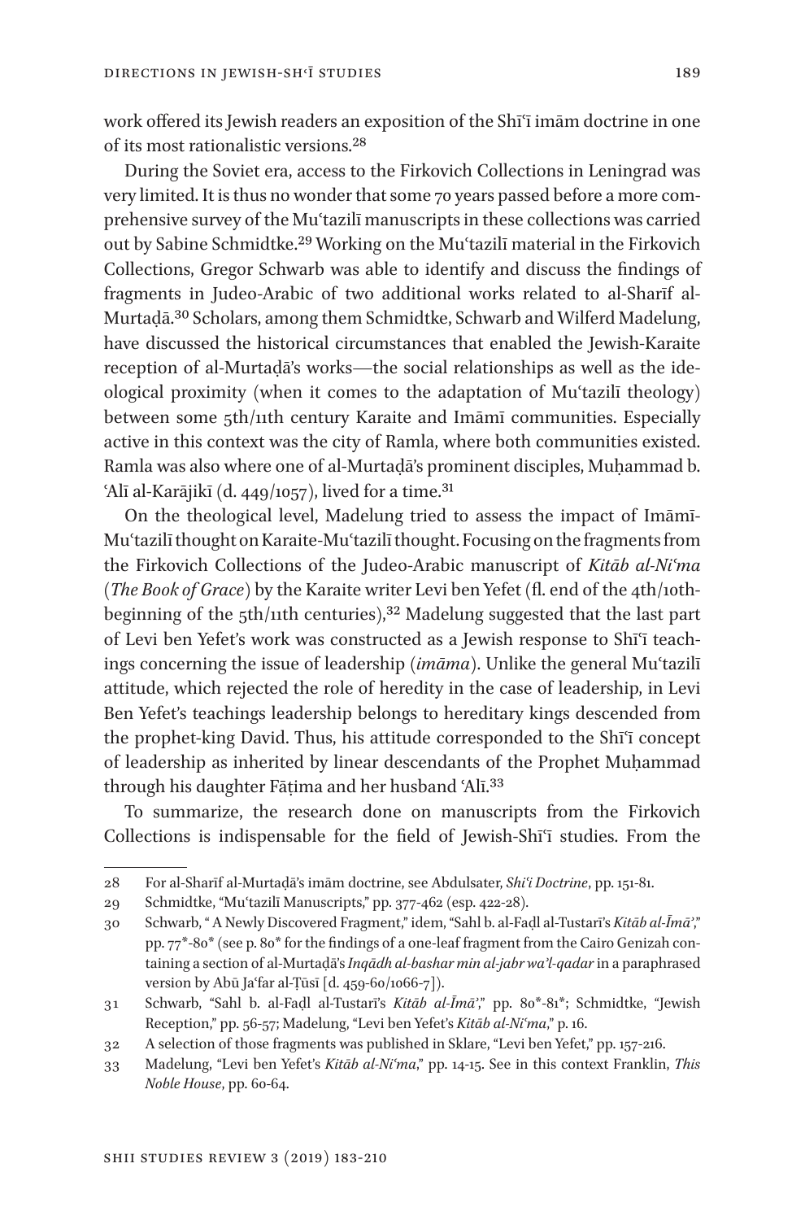work offered its Jewish readers an exposition of the Shīʿī imām doctrine in one of its most rationalistic versions.[28]

During the Soviet era, access to the Firkovich Collections in Leningrad was very limited. It is thus no wonder that some 70 years passed before a more comprehensive survey of the Muʿtazilī manuscripts in these collections was carried out by Sabine Schmidtke.[29] Working on the Muʿtazilī material in the Firkovich Collections, Gregor Schwarb was able to identify and discuss the findings of fragments in Judeo-Arabic of two additional works related to al-Sharīf al-Murtaḍā.[30] Scholars, among them Schmidtke, Schwarb and Wilferd Madelung, have discussed the historical circumstances that enabled the Jewish-Karaite reception of al-Murtaḍā's works—the social relationships as well as the ideological proximity (when it comes to the adaptation of Muʿtazilī theology) between some 5th/11th century Karaite and Imāmī communities. Especially active in this context was the city of Ramla, where both communities existed. Ramla was also where one of al-Murtaḍā's prominent disciples, Muḥammad b. ʿAlī al-Karājikī (d. 449/1057), lived for a time.[31]

On the theological level, Madelung tried to assess the impact of Imāmī-Muʿtazilī thought on Karaite-Muʿtazilī thought. Focusing on the fragments from the Firkovich Collections of the Judeo-Arabic manuscript of *Kitāb al-Niʿma* (*The Book of Grace*) by the Karaite writer Levi ben Yefet (fl. end of the 4th/10th-beginning of the 5th/11th centuries),[32] Madelung suggested that the last part of Levi ben Yefet's work was constructed as a Jewish response to Shīʿī teachings concerning the issue of leadership (*imāma*). Unlike the general Muʿtazilī attitude, which rejected the role of heredity in the case of leadership, in Levi Ben Yefet's teachings leadership belongs to hereditary kings descended from the prophet-king David. Thus, his attitude corresponded to the Shīʿī concept of leadership as inherited by linear descendants of the Prophet Muḥammad through his daughter Fāṭima and her husband ʿAlī.[33]

To summarize, the research done on manuscripts from the Firkovich Collections is indispensable for the field of Jewish-Shīʿī studies. From the

---

28 For al-Sharīf al-Murtaḍā's imām doctrine, see Abdulsater, *Shiʿi Doctrine*, pp. 151-81.

29 Schmidtke, "Muʿtazilī Manuscripts," pp. 377-462 (esp. 422-28).

30 Schwarb, " A Newly Discovered Fragment," idem, "Sahl b. al-Faḍl al-Tustarī's *Kitāb al-Īmāʾ*," pp. 77*-80* (see p. 80* for the findings of a one-leaf fragment from the Cairo Genizah containing a section of al-Murtaḍā's *Inqādh al-bashar min al-jabr wa'l-qadar* in a paraphrased version by Abū Jaʿfar al-Ṭūsī [d. 459-60/1066-7]).

31 Schwarb, "Sahl b. al-Faḍl al-Tustarī's *Kitāb al-Īmāʾ*," pp. 80*-81*; Schmidtke, "Jewish Reception," pp. 56-57; Madelung, "Levi ben Yefet's *Kitāb al-Niʿma*," p. 16.

32 A selection of those fragments was published in Sklare, "Levi ben Yefet," pp. 157-216.

33 Madelung, "Levi ben Yefet's *Kitāb al-Niʿma*," pp. 14-15. See in this context Franklin, *This Noble House*, pp. 60-64.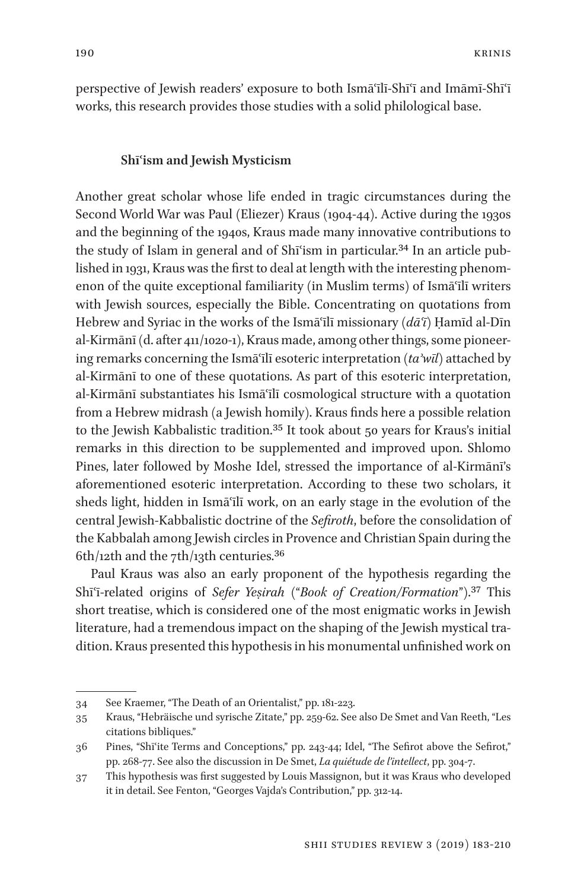perspective of Jewish readers' exposure to both Ismāʿīlī-Shīʿī and Imāmī-Shīʿī works, this research provides those studies with a solid philological base.

### Shīʿism and Jewish Mysticism

Another great scholar whose life ended in tragic circumstances during the Second World War was Paul (Eliezer) Kraus (1904-44). Active during the 1930s and the beginning of the 1940s, Kraus made many innovative contributions to the study of Islam in general and of Shīʿism in particular.[34] In an article published in 1931, Kraus was the first to deal at length with the interesting phenomenon of the quite exceptional familiarity (in Muslim terms) of Ismāʿīlī writers with Jewish sources, especially the Bible. Concentrating on quotations from Hebrew and Syriac in the works of the Ismāʿīlī missionary (*dāʿī*) Ḥamīd al-Dīn al-Kirmānī (d. after 411/1020-1), Kraus made, among other things, some pioneering remarks concerning the Ismāʿīlī esoteric interpretation (*taʾwīl*) attached by al-Kirmānī to one of these quotations. As part of this esoteric interpretation, al-Kirmānī substantiates his Ismāʿīlī cosmological structure with a quotation from a Hebrew midrash (a Jewish homily). Kraus finds here a possible relation to the Jewish Kabbalistic tradition.[35] It took about 50 years for Kraus's initial remarks in this direction to be supplemented and improved upon. Shlomo Pines, later followed by Moshe Idel, stressed the importance of al-Kirmānī's aforementioned esoteric interpretation. According to these two scholars, it sheds light, hidden in Ismāʿīlī work, on an early stage in the evolution of the central Jewish-Kabbalistic doctrine of the *Sefiroth*, before the consolidation of the Kabbalah among Jewish circles in Provence and Christian Spain during the 6th/12th and the 7th/13th centuries.[36]

Paul Kraus was also an early proponent of the hypothesis regarding the Shīʿī-related origins of *Sefer Yeṣirah* ("*Book of Creation/Formation*").[37] This short treatise, which is considered one of the most enigmatic works in Jewish literature, had a tremendous impact on the shaping of the Jewish mystical tradition. Kraus presented this hypothesis in his monumental unfinished work on

---

34 See Kraemer, "The Death of an Orientalist," pp. 181-223.

35 Kraus, "Hebräische und syrische Zitate," pp. 259-62. See also De Smet and Van Reeth, "Les citations bibliques."

36 Pines, "Shīʿite Terms and Conceptions," pp. 243-44; Idel, "The Sefirot above the Sefirot," pp. 268-77. See also the discussion in De Smet, *La quiétude de l'intellect*, pp. 304-7.

37 This hypothesis was first suggested by Louis Massignon, but it was Kraus who developed it in detail. See Fenton, "Georges Vajda's Contribution," pp. 312-14.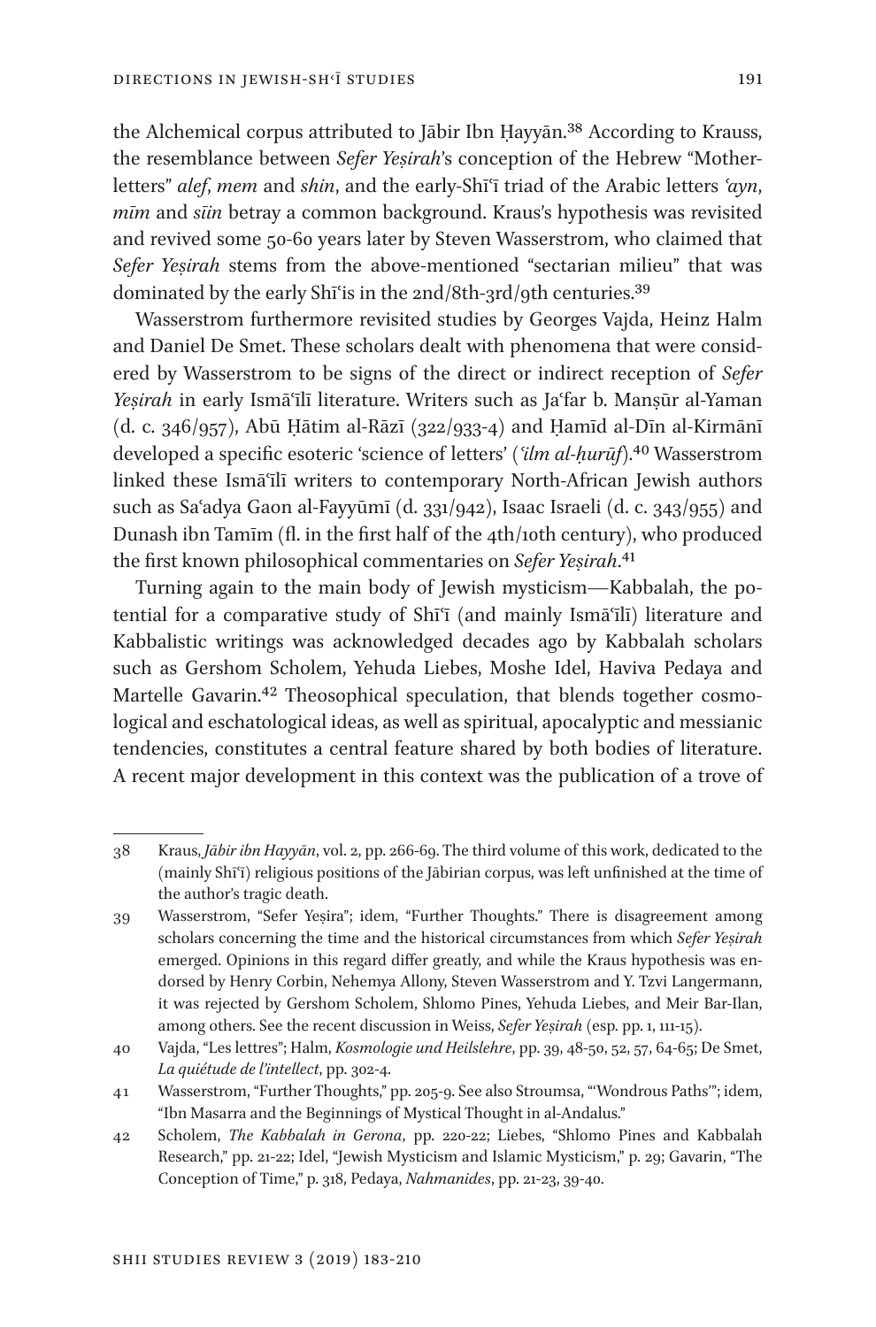the Alchemical corpus attributed to Jābir Ibn Ḥayyān.[38] According to Krauss, the resemblance between *Sefer Yeṣirah*'s conception of the Hebrew "Mother-letters" *alef*, *mem* and *shin*, and the early-Shīʿī triad of the Arabic letters *ʿayn*, *mīm* and *sīin* betray a common background. Kraus's hypothesis was revisited and revived some 50-60 years later by Steven Wasserstrom, who claimed that *Sefer Yeṣirah* stems from the above-mentioned "sectarian milieu" that was dominated by the early Shīʿis in the 2nd/8th-3rd/9th centuries.[39]

Wasserstrom furthermore revisited studies by Georges Vajda, Heinz Halm and Daniel De Smet. These scholars dealt with phenomena that were considered by Wasserstrom to be signs of the direct or indirect reception of *Sefer Yeṣirah* in early Ismāʿīlī literature. Writers such as Jaʿfar b. Manṣūr al-Yaman (d. c. 346/957), Abū Ḥātim al-Rāzī (322/933-4) and Ḥamīd al-Dīn al-Kirmānī developed a specific esoteric 'science of letters' (*ʿilm al-ḥurūf*).[40] Wasserstrom linked these Ismāʿīlī writers to contemporary North-African Jewish authors such as Saʿadya Gaon al-Fayyūmī (d. 331/942), Isaac Israeli (d. c. 343/955) and Dunash ibn Tamīm (fl. in the first half of the 4th/10th century), who produced the first known philosophical commentaries on *Sefer Yeṣirah*.[41]

Turning again to the main body of Jewish mysticism—Kabbalah, the potential for a comparative study of Shīʿī (and mainly Ismāʿīlī) literature and Kabbalistic writings was acknowledged decades ago by Kabbalah scholars such as Gershom Scholem, Yehuda Liebes, Moshe Idel, Haviva Pedaya and Martelle Gavarin.[42] Theosophical speculation, that blends together cosmological and eschatological ideas, as well as spiritual, apocalyptic and messianic tendencies, constitutes a central feature shared by both bodies of literature. A recent major development in this context was the publication of a trove of

---

38 Kraus, *Jābir ibn Hayyān*, vol. 2, pp. 266-69. The third volume of this work, dedicated to the (mainly Shīʿī) religious positions of the Jābirian corpus, was left unfinished at the time of the author's tragic death.

39 Wasserstrom, "Sefer Yeṣira"; idem, "Further Thoughts." There is disagreement among scholars concerning the time and the historical circumstances from which *Sefer Yeṣirah* emerged. Opinions in this regard differ greatly, and while the Kraus hypothesis was endorsed by Henry Corbin, Nehemya Allony, Steven Wasserstrom and Y. Tzvi Langermann, it was rejected by Gershom Scholem, Shlomo Pines, Yehuda Liebes, and Meir Bar-Ilan, among others. See the recent discussion in Weiss, *Sefer Yeṣirah* (esp. pp. 1, 111-15).

40 Vajda, "Les lettres"; Halm, *Kosmologie und Heilslehre*, pp. 39, 48-50, 52, 57, 64-65; De Smet, *La quiétude de l'intellect*, pp. 302-4.

41 Wasserstrom, "Further Thoughts," pp. 205-9. See also Stroumsa, "'Wondrous Paths'"; idem, "Ibn Masarra and the Beginnings of Mystical Thought in al-Andalus."

42 Scholem, *The Kabbalah in Gerona*, pp. 220-22; Liebes, "Shlomo Pines and Kabbalah Research," pp. 21-22; Idel, "Jewish Mysticism and Islamic Mysticism," p. 29; Gavarin, "The Conception of Time," p. 318, Pedaya, *Nahmanides*, pp. 21-23, 39-40.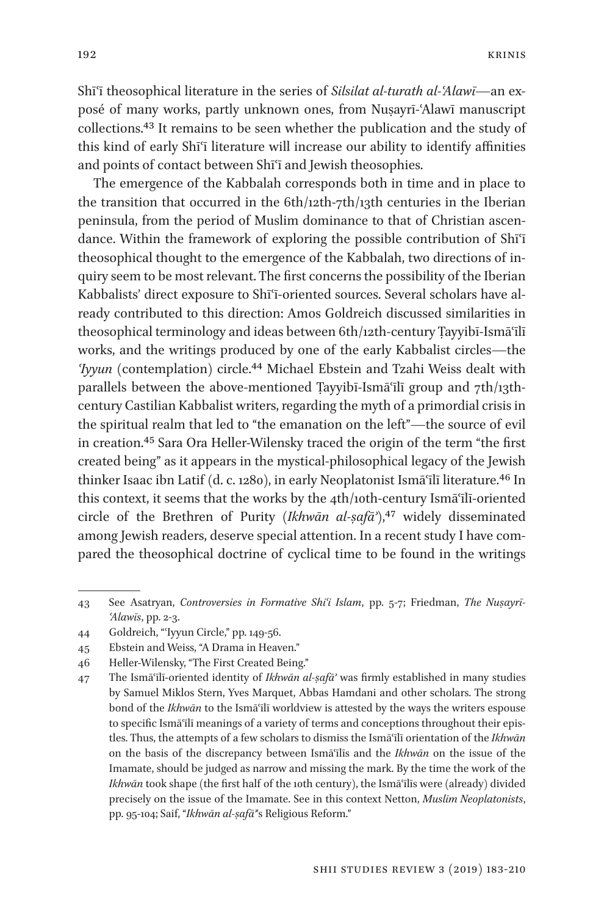Shīʿī theosophical literature in the series of *Silsilat al-turath al-ʿAlawī*—an exposé of many works, partly unknown ones, from Nuṣayrī-ʿAlawī manuscript collections.[43] It remains to be seen whether the publication and the study of this kind of early Shīʿī literature will increase our ability to identify affinities and points of contact between Shīʿī and Jewish theosophies.

The emergence of the Kabbalah corresponds both in time and in place to the transition that occurred in the 6th/12th-7th/13th centuries in the Iberian peninsula, from the period of Muslim dominance to that of Christian ascendance. Within the framework of exploring the possible contribution of Shīʿī theosophical thought to the emergence of the Kabbalah, two directions of inquiry seem to be most relevant. The first concerns the possibility of the Iberian Kabbalists' direct exposure to Shīʿī-oriented sources. Several scholars have already contributed to this direction: Amos Goldreich discussed similarities in theosophical terminology and ideas between 6th/12th-century Ṭayyibī-Ismāʿīlī works, and the writings produced by one of the early Kabbalist circles—the *ʿIyyun* (contemplation) circle.[44] Michael Ebstein and Tzahi Weiss dealt with parallels between the above-mentioned Ṭayyibī-Ismāʿīlī group and 7th/13th-century Castilian Kabbalist writers, regarding the myth of a primordial crisis in the spiritual realm that led to "the emanation on the left"—the source of evil in creation.[45] Sara Ora Heller-Wilensky traced the origin of the term "the first created being" as it appears in the mystical-philosophical legacy of the Jewish thinker Isaac ibn Latif (d. c. 1280), in early Neoplatonist Ismāʿīlī literature.[46] In this context, it seems that the works by the 4th/10th-century Ismāʿīlī-oriented circle of the Brethren of Purity (*Ikhwān al-ṣafāʾ*),[47] widely disseminated among Jewish readers, deserve special attention. In a recent study I have compared the theosophical doctrine of cyclical time to be found in the writings

---

43 See Asatryan, *Controversies in Formative Shiʿi Islam*, pp. 5-7; Friedman, *The Nuṣayrī-ʿAlawīs*, pp. 2-3.

44 Goldreich, "ʿIyyun Circle," pp. 149-56.

45 Ebstein and Weiss, "A Drama in Heaven."

46 Heller-Wilensky, "The First Created Being."

47 The Ismāʿīlī-oriented identity of *Ikhwān al-ṣafāʾ* was firmly established in many studies by Samuel Miklos Stern, Yves Marquet, Abbas Hamdani and other scholars. The strong bond of the *Ikhwān* to the Ismāʿīlī worldview is attested by the ways the writers espouse to specific Ismāʿīlī meanings of a variety of terms and conceptions throughout their epistles. Thus, the attempts of a few scholars to dismiss the Ismāʿīlī orientation of the *Ikhwān* on the basis of the discrepancy between Ismāʿīlīs and the *Ikhwān* on the issue of the Imamate, should be judged as narrow and missing the mark. By the time the work of the *Ikhwān* took shape (the first half of the 10th century), the Ismāʿīlīs were (already) divided precisely on the issue of the Imamate. See in this context Netton, *Muslim Neoplatonists*, pp. 95-104; Saif, "*Ikhwān al-ṣafāʾ*'s Religious Reform."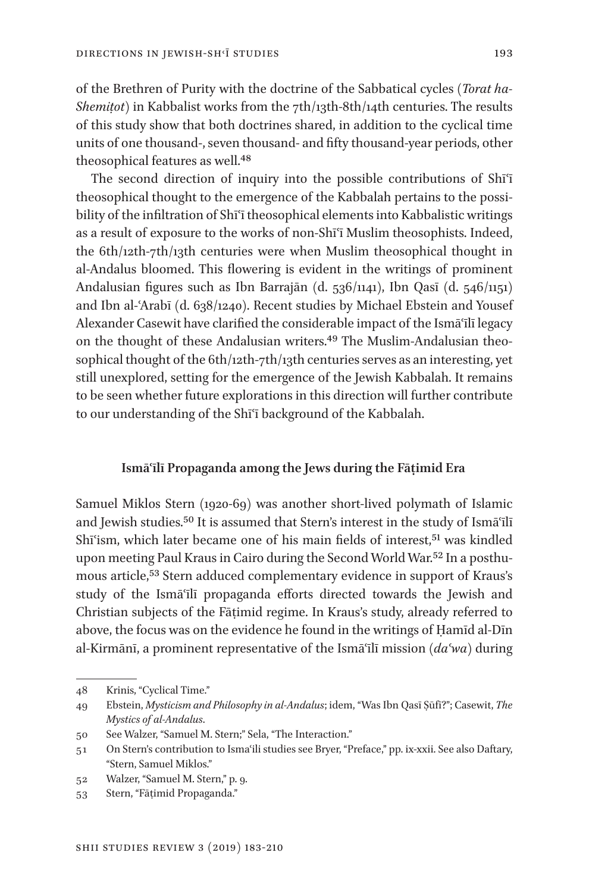of the Brethren of Purity with the doctrine of the Sabbatical cycles (*Torat ha-Shemiṭot*) in Kabbalist works from the 7th/13th-8th/14th centuries. The results of this study show that both doctrines shared, in addition to the cyclical time units of one thousand-, seven thousand- and fifty thousand-year periods, other theosophical features as well.[48]

The second direction of inquiry into the possible contributions of Shīʿī theosophical thought to the emergence of the Kabbalah pertains to the possibility of the infiltration of Shīʿī theosophical elements into Kabbalistic writings as a result of exposure to the works of non-Shīʿī Muslim theosophists. Indeed, the 6th/12th-7th/13th centuries were when Muslim theosophical thought in al-Andalus bloomed. This flowering is evident in the writings of prominent Andalusian figures such as Ibn Barrajān (d. 536/1141), Ibn Qasī (d. 546/1151) and Ibn al-ʿArabī (d. 638/1240). Recent studies by Michael Ebstein and Yousef Alexander Casewit have clarified the considerable impact of the Ismāʿīlī legacy on the thought of these Andalusian writers.[49] The Muslim-Andalusian theosophical thought of the 6th/12th-7th/13th centuries serves as an interesting, yet still unexplored, setting for the emergence of the Jewish Kabbalah. It remains to be seen whether future explorations in this direction will further contribute to our understanding of the Shīʿī background of the Kabbalah.

## Ismāʿīlī Propaganda among the Jews during the Fāṭimid Era

Samuel Miklos Stern (1920-69) was another short-lived polymath of Islamic and Jewish studies.[50] It is assumed that Stern's interest in the study of Ismāʿīlī Shīʿism, which later became one of his main fields of interest,[51] was kindled upon meeting Paul Kraus in Cairo during the Second World War.[52] In a posthumous article,[53] Stern adduced complementary evidence in support of Kraus's study of the Ismāʿīlī propaganda efforts directed towards the Jewish and Christian subjects of the Fāṭimid regime. In Kraus's study, already referred to above, the focus was on the evidence he found in the writings of Ḥamīd al-Dīn al-Kirmānī, a prominent representative of the Ismāʿīlī mission (*daʿwa*) during

---

48 Krinis, "Cyclical Time."

49 Ebstein, *Mysticism and Philosophy in al-Andalus*; idem, "Was Ibn Qasī Ṣūfī?"; Casewit, *The Mystics of al-Andalus*.

50 See Walzer, "Samuel M. Stern;" Sela, "The Interaction."

51 On Stern's contribution to Ismaʿili studies see Bryer, "Preface," pp. ix-xxii. See also Daftary, "Stern, Samuel Miklos."

52 Walzer, "Samuel M. Stern," p. 9.

53 Stern, "Fāṭimid Propaganda."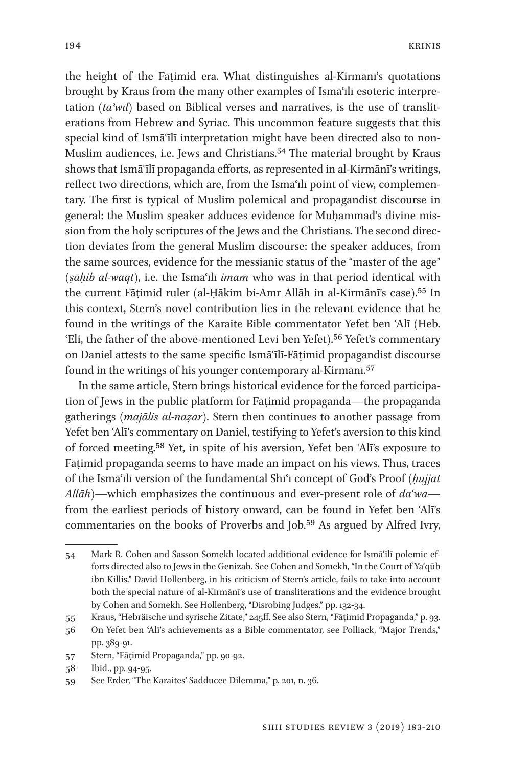the height of the Fāṭimid era. What distinguishes al-Kirmānī's quotations brought by Kraus from the many other examples of Ismāʿīlī esoteric interpretation (*taʾwīl*) based on Biblical verses and narratives, is the use of transliterations from Hebrew and Syriac. This uncommon feature suggests that this special kind of Ismāʿīlī interpretation might have been directed also to non-Muslim audiences, i.e. Jews and Christians.[54] The material brought by Kraus shows that Ismāʿīlī propaganda efforts, as represented in al-Kirmānī's writings, reflect two directions, which are, from the Ismāʿīlī point of view, complementary. The first is typical of Muslim polemical and propagandist discourse in general: the Muslim speaker adduces evidence for Muḥammad's divine mission from the holy scriptures of the Jews and the Christians. The second direction deviates from the general Muslim discourse: the speaker adduces, from the same sources, evidence for the messianic status of the "master of the age" (*ṣāḥib al-waqt*), i.e. the Ismāʿīlī *imam* who was in that period identical with the current Fāṭimid ruler (al-Ḥākim bi-Amr Allāh in al-Kirmānī's case).[55] In this context, Stern's novel contribution lies in the relevant evidence that he found in the writings of the Karaite Bible commentator Yefet ben ʿAlī (Heb. ʿEli, the father of the above-mentioned Levi ben Yefet).[56] Yefet's commentary on Daniel attests to the same specific Ismāʿīlī-Fāṭimid propagandist discourse found in the writings of his younger contemporary al-Kirmānī.[57]

In the same article, Stern brings historical evidence for the forced participation of Jews in the public platform for Fāṭimid propaganda—the propaganda gatherings (*majālis al-naẓar*). Stern then continues to another passage from Yefet ben ʿAlī's commentary on Daniel, testifying to Yefet's aversion to this kind of forced meeting.[58] Yet, in spite of his aversion, Yefet ben ʿAlī's exposure to Fāṭimid propaganda seems to have made an impact on his views. Thus, traces of the Ismāʿīlī version of the fundamental Shīʿī concept of God's Proof (*ḥujjat Allāh*)—which emphasizes the continuous and ever-present role of *daʿwa*—from the earliest periods of history onward, can be found in Yefet ben ʿAlī's commentaries on the books of Proverbs and Job.[59] As argued by Alfred Ivry,

---

54 Mark R. Cohen and Sasson Somekh located additional evidence for Ismāʿīlī polemic efforts directed also to Jews in the Genizah. See Cohen and Somekh, "In the Court of Yaʿqūb ibn Killis." David Hollenberg, in his criticism of Stern's article, fails to take into account both the special nature of al-Kirmānī's use of transliterations and the evidence brought by Cohen and Somekh. See Hollenberg, "Disrobing Judges," pp. 132-34.

55 Kraus, "Hebräische und syrische Zitate," 245ff. See also Stern, "Fāṭimid Propaganda," p. 93.

56 On Yefet ben ʿAlī's achievements as a Bible commentator, see Polliack, "Major Trends," pp. 389-91.

57 Stern, "Fāṭimid Propaganda," pp. 90-92.

58 Ibid., pp. 94-95.

59 See Erder, "The Karaites' Sadducee Dilemma," p. 201, n. 36.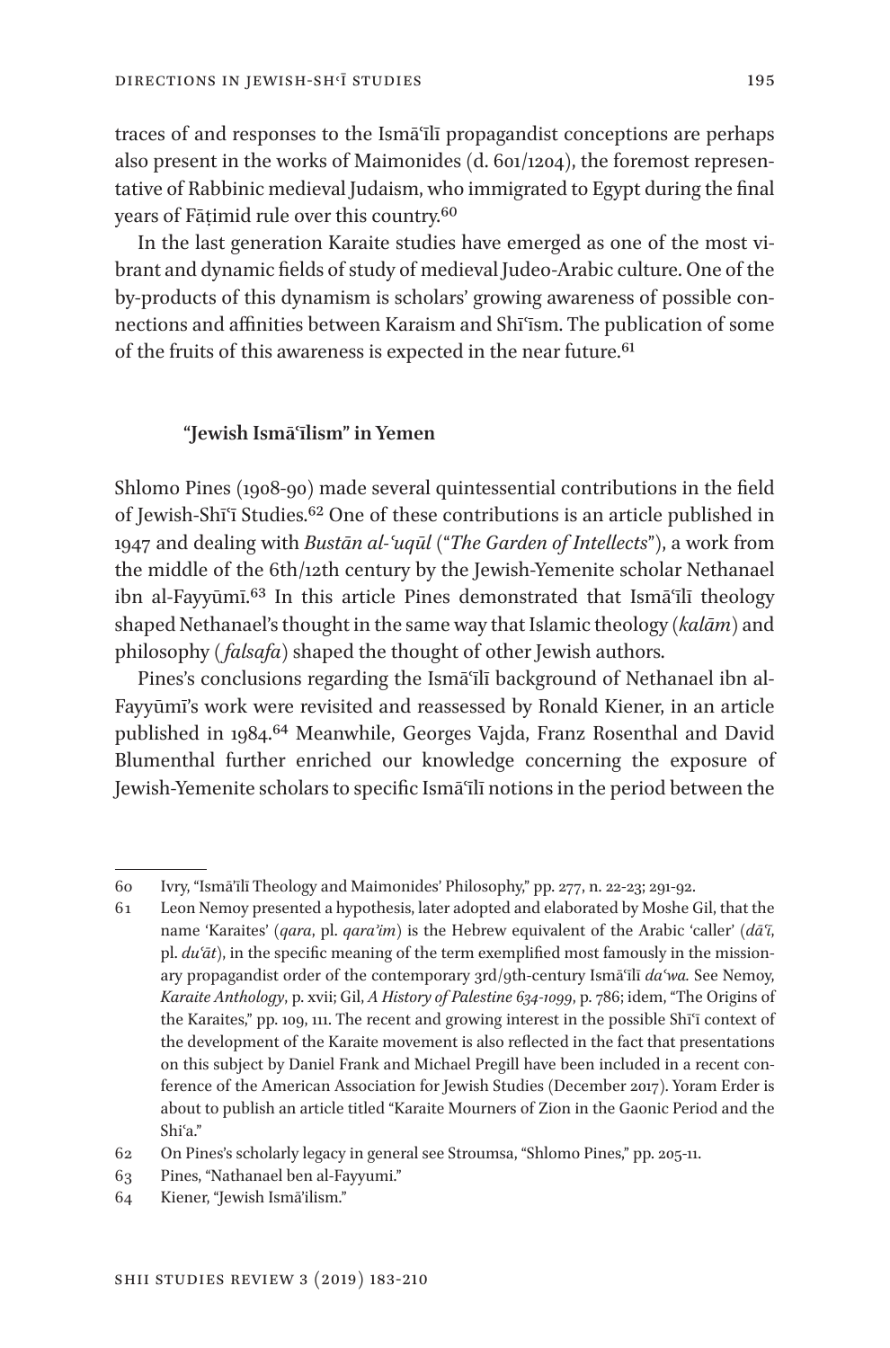traces of and responses to the Ismāʿīlī propagandist conceptions are perhaps also present in the works of Maimonides (d. 601/1204), the foremost representative of Rabbinic medieval Judaism, who immigrated to Egypt during the final years of Fāṭimid rule over this country.[60]

In the last generation Karaite studies have emerged as one of the most vibrant and dynamic fields of study of medieval Judeo-Arabic culture. One of the by-products of this dynamism is scholars' growing awareness of possible connections and affinities between Karaism and Shīʿīsm. The publication of some of the fruits of this awareness is expected in the near future.[61]

### "Jewish Ismāʿīlism" in Yemen

Shlomo Pines (1908-90) made several quintessential contributions in the field of Jewish-Shīʿī Studies.[62] One of these contributions is an article published in 1947 and dealing with *Bustān al-ʿuqūl* ("*The Garden of Intellects*"), a work from the middle of the 6th/12th century by the Jewish-Yemenite scholar Nethanael ibn al-Fayyūmī.[63] In this article Pines demonstrated that Ismāʿīlī theology shaped Nethanael's thought in the same way that Islamic theology (*kalām*) and philosophy (*falsafa*) shaped the thought of other Jewish authors.

Pines's conclusions regarding the Ismāʿīlī background of Nethanael ibn al-Fayyūmī's work were revisited and reassessed by Ronald Kiener, in an article published in 1984.[64] Meanwhile, Georges Vajda, Franz Rosenthal and David Blumenthal further enriched our knowledge concerning the exposure of Jewish-Yemenite scholars to specific Ismāʿīlī notions in the period between the

---

60 Ivry, "Ismā'īlī Theology and Maimonides' Philosophy," pp. 277, n. 22-23; 291-92.

61 Leon Nemoy presented a hypothesis, later adopted and elaborated by Moshe Gil, that the name 'Karaites' (*qara*, pl. *qara'im*) is the Hebrew equivalent of the Arabic 'caller' (*dāʿī*, pl. *duʿāt*), in the specific meaning of the term exemplified most famously in the missionary propagandist order of the contemporary 3rd/9th-century Ismāʿīlī *daʿwa.* See Nemoy, *Karaite Anthology*, p. xvii; Gil, *A History of Palestine 634-1099*, p. 786; idem, "The Origins of the Karaites," pp. 109, 111. The recent and growing interest in the possible Shīʿī context of the development of the Karaite movement is also reflected in the fact that presentations on this subject by Daniel Frank and Michael Pregill have been included in a recent conference of the American Association for Jewish Studies (December 2017). Yoram Erder is about to publish an article titled "Karaite Mourners of Zion in the Gaonic Period and the Shiʿa."

62 On Pines's scholarly legacy in general see Stroumsa, "Shlomo Pines," pp. 205-11.

63 Pines, "Nathanael ben al-Fayyumi."

64 Kiener, "Jewish Ismā'ilism."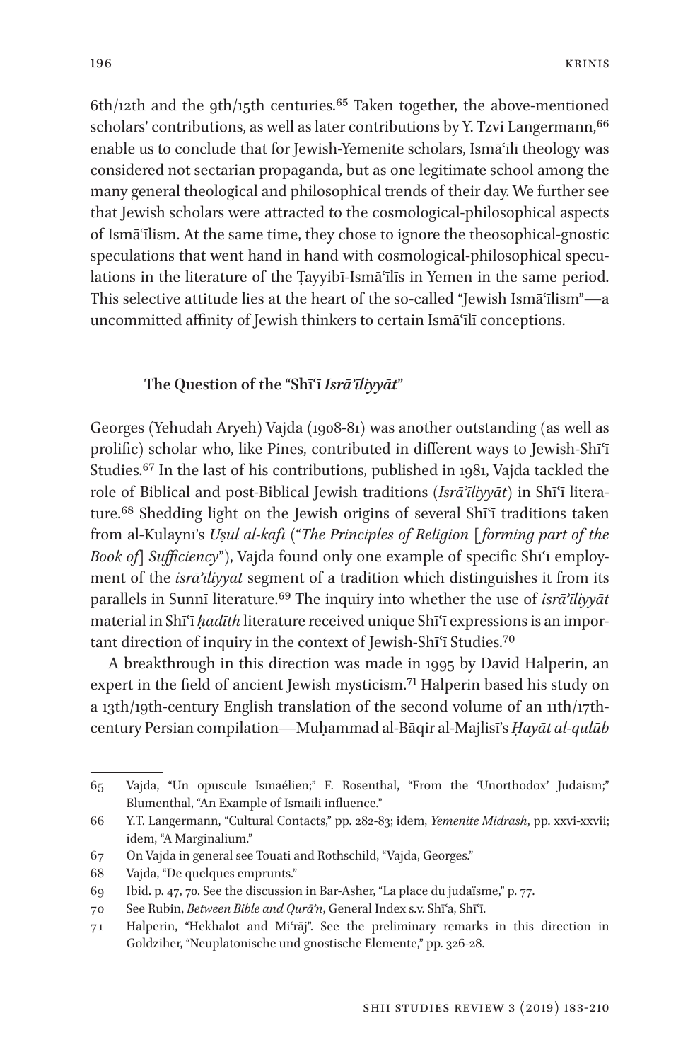6th/12th and the 9th/15th centuries.[65] Taken together, the above-mentioned scholars' contributions, as well as later contributions by Y. Tzvi Langermann,[66] enable us to conclude that for Jewish-Yemenite scholars, Ismāʿīlī theology was considered not sectarian propaganda, but as one legitimate school among the many general theological and philosophical trends of their day. We further see that Jewish scholars were attracted to the cosmological-philosophical aspects of Ismāʿīlism. At the same time, they chose to ignore the theosophical-gnostic speculations that went hand in hand with cosmological-philosophical speculations in the literature of the Ṭayyibī-Ismāʿīlīs in Yemen in the same period. This selective attitude lies at the heart of the so-called "Jewish Ismāʿīlism"—a uncommitted affinity of Jewish thinkers to certain Ismāʿīlī conceptions.

### The Question of the "Shīʿī *Isrāʾīliyyāt*"

Georges (Yehudah Aryeh) Vajda (1908-81) was another outstanding (as well as prolific) scholar who, like Pines, contributed in different ways to Jewish-Shīʿī Studies.[67] In the last of his contributions, published in 1981, Vajda tackled the role of Biblical and post-Biblical Jewish traditions (*Isrāʾīliyyāt*) in Shīʿī literature.[68] Shedding light on the Jewish origins of several Shīʿī traditions taken from al-Kulaynī's *Uṣūl al-kāfī* ("*The Principles of Religion* [*forming part of the Book of*] *Sufficiency*"), Vajda found only one example of specific Shīʿī employment of the *isrāʾīliyyat* segment of a tradition which distinguishes it from its parallels in Sunnī literature.[69] The inquiry into whether the use of *isrāʾīliyyāt* material in Shīʿī *ḥadīth* literature received unique Shīʿī expressions is an important direction of inquiry in the context of Jewish-Shīʿī Studies.[70]

A breakthrough in this direction was made in 1995 by David Halperin, an expert in the field of ancient Jewish mysticism.[71] Halperin based his study on a 13th/19th-century English translation of the second volume of an 11th/17th-century Persian compilation—Muḥammad al-Bāqir al-Majlisī's *Ḥayāt al-qulūb*

---

65 Vajda, "Un opuscule Ismaélien;" F. Rosenthal, "From the 'Unorthodox' Judaism;" Blumenthal, "An Example of Ismaili influence."

66 Y.T. Langermann, "Cultural Contacts," pp. 282-83; idem, *Yemenite Midrash*, pp. xxvi-xxvii; idem, "A Marginalium."

67 On Vajda in general see Touati and Rothschild, "Vajda, Georges."

68 Vajda, "De quelques emprunts."

69 Ibid. p. 47, 70. See the discussion in Bar-Asher, "La place du judaïsme," p. 77.

70 See Rubin, *Between Bible and Qurʾān*, General Index s.v. Shīʿa, Shīʿī.

71 Halperin, "Hekhalot and Miʿrāj". See the preliminary remarks in this direction in Goldziher, "Neuplatonische und gnostische Elemente," pp. 326-28.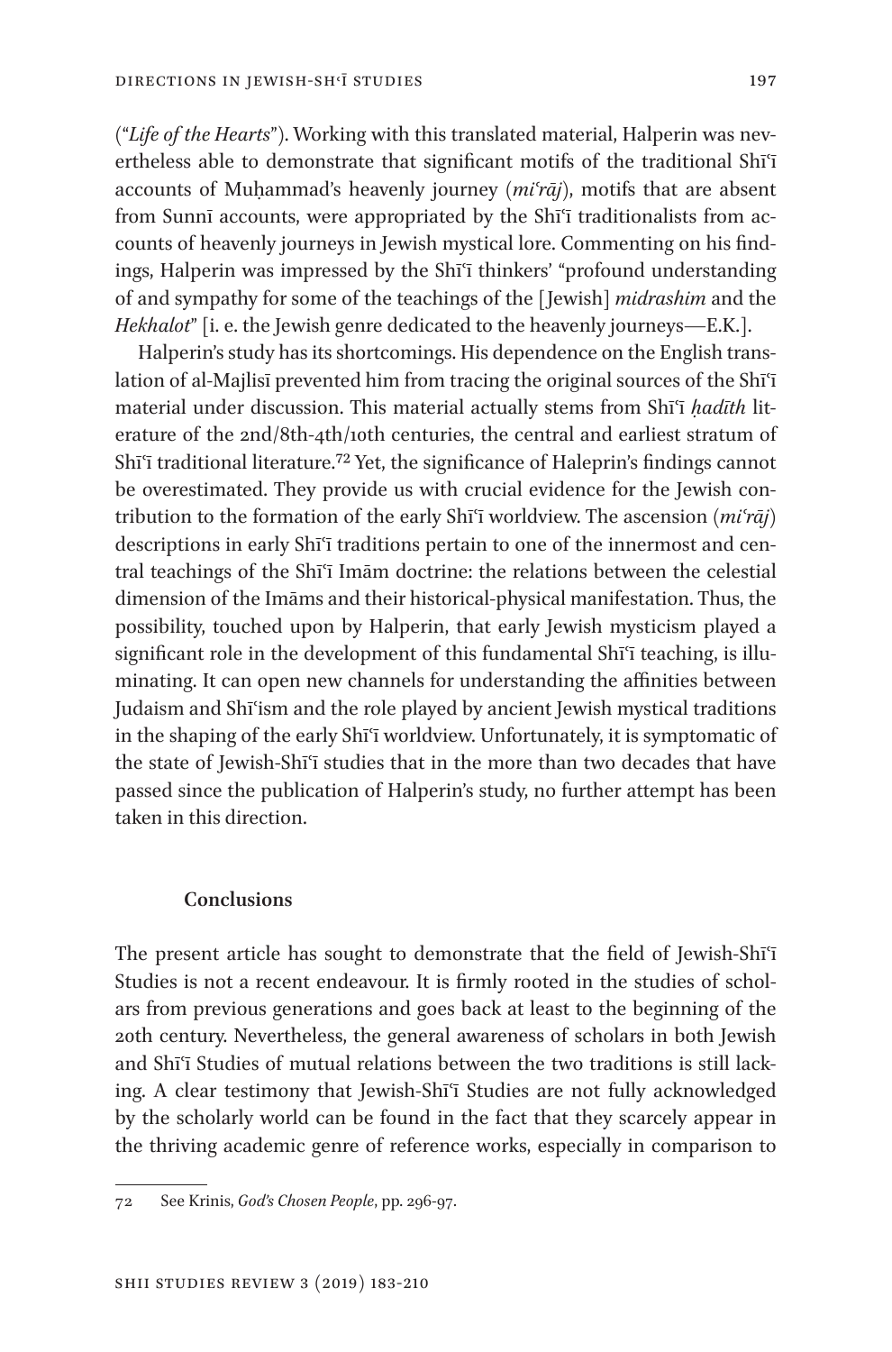("*Life of the Hearts*"). Working with this translated material, Halperin was nevertheless able to demonstrate that significant motifs of the traditional Shīʿī accounts of Muḥammad's heavenly journey (*miʿrāj*), motifs that are absent from Sunnī accounts, were appropriated by the Shīʿī traditionalists from accounts of heavenly journeys in Jewish mystical lore. Commenting on his findings, Halperin was impressed by the Shīʿī thinkers' "profound understanding of and sympathy for some of the teachings of the [Jewish] *midrashim* and the *Hekhalot*" [i. e. the Jewish genre dedicated to the heavenly journeys—E.K.].

Halperin's study has its shortcomings. His dependence on the English translation of al-Majlisī prevented him from tracing the original sources of the Shīʿī material under discussion. This material actually stems from Shīʿī *ḥadīth* literature of the 2nd/8th-4th/10th centuries, the central and earliest stratum of Shīʿī traditional literature.[72] Yet, the significance of Haleprin's findings cannot be overestimated. They provide us with crucial evidence for the Jewish contribution to the formation of the early Shīʿī worldview. The ascension (*miʿrāj*) descriptions in early Shīʿī traditions pertain to one of the innermost and central teachings of the Shīʿī Imām doctrine: the relations between the celestial dimension of the Imāms and their historical-physical manifestation. Thus, the possibility, touched upon by Halperin, that early Jewish mysticism played a significant role in the development of this fundamental Shīʿī teaching, is illuminating. It can open new channels for understanding the affinities between Judaism and Shīʿism and the role played by ancient Jewish mystical traditions in the shaping of the early Shīʿī worldview. Unfortunately, it is symptomatic of the state of Jewish-Shīʿī studies that in the more than two decades that have passed since the publication of Halperin's study, no further attempt has been taken in this direction.

## Conclusions

The present article has sought to demonstrate that the field of Jewish-Shīʿī Studies is not a recent endeavour. It is firmly rooted in the studies of scholars from previous generations and goes back at least to the beginning of the 20th century. Nevertheless, the general awareness of scholars in both Jewish and Shīʿī Studies of mutual relations between the two traditions is still lacking. A clear testimony that Jewish-Shīʿī Studies are not fully acknowledged by the scholarly world can be found in the fact that they scarcely appear in the thriving academic genre of reference works, especially in comparison to

---

72 See Krinis, *God's Chosen People*, pp. 296-97.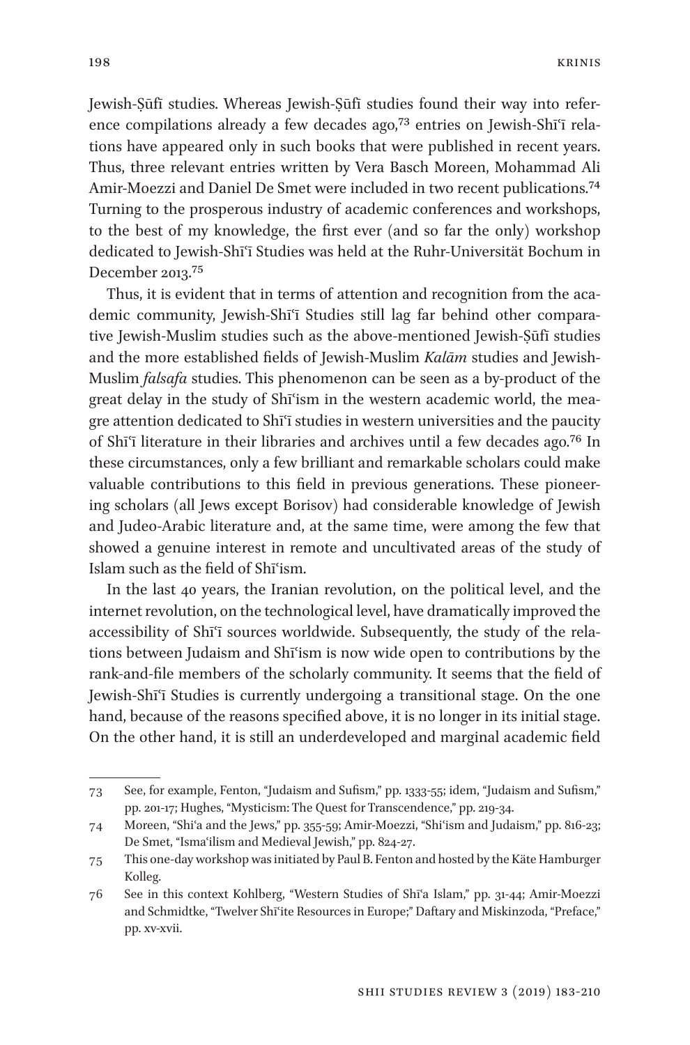Jewish-Ṣūfī studies. Whereas Jewish-Ṣūfī studies found their way into reference compilations already a few decades ago,[73] entries on Jewish-Shīʿī relations have appeared only in such books that were published in recent years. Thus, three relevant entries written by Vera Basch Moreen, Mohammad Ali Amir-Moezzi and Daniel De Smet were included in two recent publications.[74] Turning to the prosperous industry of academic conferences and workshops, to the best of my knowledge, the first ever (and so far the only) workshop dedicated to Jewish-Shīʿī Studies was held at the Ruhr-Universität Bochum in December 2013.[75]

Thus, it is evident that in terms of attention and recognition from the academic community, Jewish-Shīʿī Studies still lag far behind other comparative Jewish-Muslim studies such as the above-mentioned Jewish-Ṣūfī studies and the more established fields of Jewish-Muslim *Kalām* studies and Jewish-Muslim *falsafa* studies. This phenomenon can be seen as a by-product of the great delay in the study of Shīʿism in the western academic world, the meagre attention dedicated to Shīʿī studies in western universities and the paucity of Shīʿī literature in their libraries and archives until a few decades ago.[76] In these circumstances, only a few brilliant and remarkable scholars could make valuable contributions to this field in previous generations. These pioneering scholars (all Jews except Borisov) had considerable knowledge of Jewish and Judeo-Arabic literature and, at the same time, were among the few that showed a genuine interest in remote and uncultivated areas of the study of Islam such as the field of Shīʿism.

In the last 40 years, the Iranian revolution, on the political level, and the internet revolution, on the technological level, have dramatically improved the accessibility of Shīʿī sources worldwide. Subsequently, the study of the relations between Judaism and Shīʿism is now wide open to contributions by the rank-and-file members of the scholarly community. It seems that the field of Jewish-Shīʿī Studies is currently undergoing a transitional stage. On the one hand, because of the reasons specified above, it is no longer in its initial stage. On the other hand, it is still an underdeveloped and marginal academic field

---

73 See, for example, Fenton, "Judaism and Sufism," pp. 1333-55; idem, "Judaism and Sufism," pp. 201-17; Hughes, "Mysticism: The Quest for Transcendence," pp. 219-34.

74 Moreen, "Shiʿa and the Jews," pp. 355-59; Amir-Moezzi, "Shiʿism and Judaism," pp. 816-23; De Smet, "Ismaʿilism and Medieval Jewish," pp. 824-27.

75 This one-day workshop was initiated by Paul B. Fenton and hosted by the Käte Hamburger Kolleg.

76 See in this context Kohlberg, "Western Studies of Shīʿa Islam," pp. 31-44; Amir-Moezzi and Schmidtke, "Twelver Shīʿite Resources in Europe;" Daftary and Miskinzoda, "Preface," pp. xv-xvii.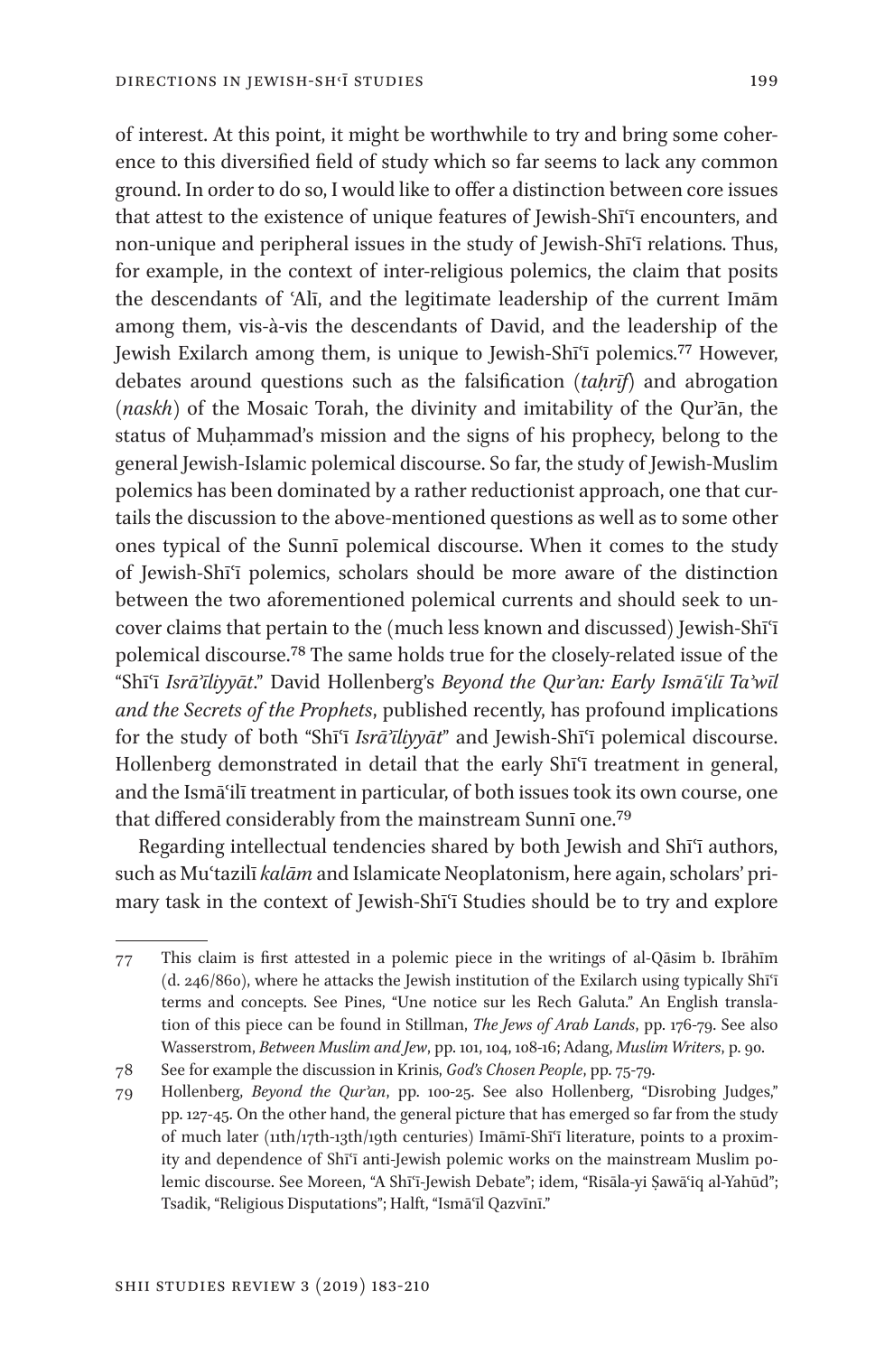of interest. At this point, it might be worthwhile to try and bring some coherence to this diversified field of study which so far seems to lack any common ground. In order to do so, I would like to offer a distinction between core issues that attest to the existence of unique features of Jewish-Shīʿī encounters, and non-unique and peripheral issues in the study of Jewish-Shīʿī relations. Thus, for example, in the context of inter-religious polemics, the claim that posits the descendants of ʿAlī, and the legitimate leadership of the current Imām among them, vis-à-vis the descendants of David, and the leadership of the Jewish Exilarch among them, is unique to Jewish-Shīʿī polemics.[77] However, debates around questions such as the falsification (*taḥrīf*) and abrogation (*naskh*) of the Mosaic Torah, the divinity and imitability of the Qurʾān, the status of Muḥammad's mission and the signs of his prophecy, belong to the general Jewish-Islamic polemical discourse. So far, the study of Jewish-Muslim polemics has been dominated by a rather reductionist approach, one that curtails the discussion to the above-mentioned questions as well as to some other ones typical of the Sunnī polemical discourse. When it comes to the study of Jewish-Shīʿī polemics, scholars should be more aware of the distinction between the two aforementioned polemical currents and should seek to uncover claims that pertain to the (much less known and discussed) Jewish-Shīʿī polemical discourse.[78] The same holds true for the closely-related issue of the "Shīʿī *Isrāʾīliyyāt*." David Hollenberg's *Beyond the Qurʾan: Early Ismāʿīlī Taʾwīl and the Secrets of the Prophets*, published recently, has profound implications for the study of both "Shīʿī *Isrāʾīliyyāt*" and Jewish-Shīʿī polemical discourse. Hollenberg demonstrated in detail that the early Shīʿī treatment in general, and the Ismāʿīlī treatment in particular, of both issues took its own course, one that differed considerably from the mainstream Sunnī one.[79]

Regarding intellectual tendencies shared by both Jewish and Shīʿī authors, such as Muʿtazilī *kalām* and Islamicate Neoplatonism, here again, scholars' primary task in the context of Jewish-Shīʿī Studies should be to try and explore

---

77 This claim is first attested in a polemic piece in the writings of al-Qāsim b. Ibrāhīm (d. 246/860), where he attacks the Jewish institution of the Exilarch using typically Shīʿī terms and concepts. See Pines, "Une notice sur les Rech Galuta." An English translation of this piece can be found in Stillman, *The Jews of Arab Lands*, pp. 176-79. See also Wasserstrom, *Between Muslim and Jew*, pp. 101, 104, 108-16; Adang, *Muslim Writers*, p. 90.

78 See for example the discussion in Krinis, *God's Chosen People*, pp. 75-79.

79 Hollenberg, *Beyond the Qurʾan*, pp. 100-25. See also Hollenberg, "Disrobing Judges," pp. 127-45. On the other hand, the general picture that has emerged so far from the study of much later (11th/17th-13th/19th centuries) Imāmī-Shīʿī literature, points to a proximity and dependence of Shīʿī anti-Jewish polemic works on the mainstream Muslim polemic discourse. See Moreen, "A Shīʿī-Jewish Debate"; idem, "Risāla-yi Ṣawāʿiq al-Yahūd"; Tsadik, "Religious Disputations"; Halft, "Ismāʿīl Qazvīnī."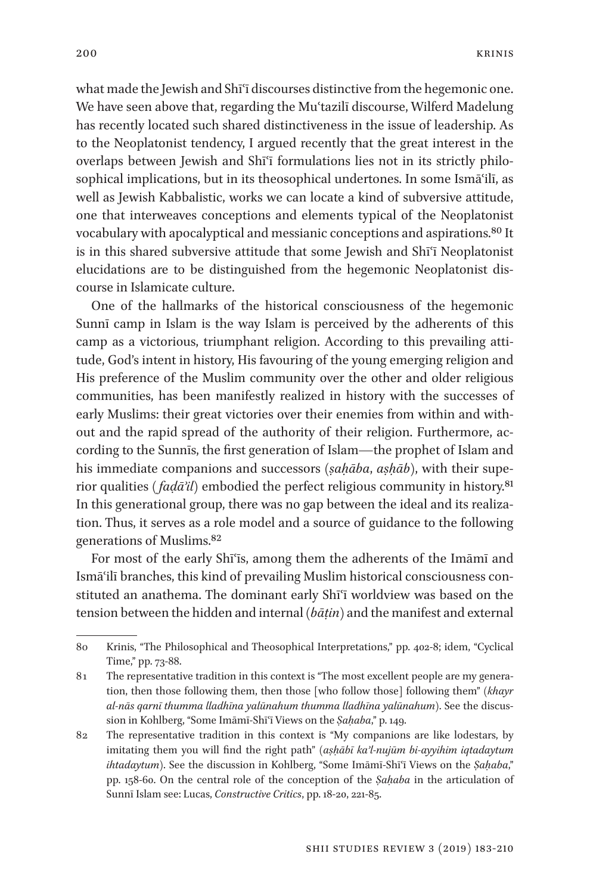what made the Jewish and Shīʿī discourses distinctive from the hegemonic one. We have seen above that, regarding the Muʿtazilī discourse, Wilferd Madelung has recently located such shared distinctiveness in the issue of leadership. As to the Neoplatonist tendency, I argued recently that the great interest in the overlaps between Jewish and Shīʿī formulations lies not in its strictly philosophical implications, but in its theosophical undertones. In some Ismāʿīlī, as well as Jewish Kabbalistic, works we can locate a kind of subversive attitude, one that interweaves conceptions and elements typical of the Neoplatonist vocabulary with apocalyptical and messianic conceptions and aspirations.[80] It is in this shared subversive attitude that some Jewish and Shīʿī Neoplatonist elucidations are to be distinguished from the hegemonic Neoplatonist discourse in Islamicate culture.

One of the hallmarks of the historical consciousness of the hegemonic Sunnī camp in Islam is the way Islam is perceived by the adherents of this camp as a victorious, triumphant religion. According to this prevailing attitude, God's intent in history, His favouring of the young emerging religion and His preference of the Muslim community over the other and older religious communities, has been manifestly realized in history with the successes of early Muslims: their great victories over their enemies from within and without and the rapid spread of the authority of their religion. Furthermore, according to the Sunnīs, the first generation of Islam—the prophet of Islam and his immediate companions and successors (*ṣaḥāba*, *aṣḥāb*), with their superior qualities (*faḍāʾil*) embodied the perfect religious community in history.[81] In this generational group, there was no gap between the ideal and its realization. Thus, it serves as a role model and a source of guidance to the following generations of Muslims.[82]

For most of the early Shīʿīs, among them the adherents of the Imāmī and Ismāʿīlī branches, this kind of prevailing Muslim historical consciousness constituted an anathema. The dominant early Shīʿī worldview was based on the tension between the hidden and internal (*bāṭin*) and the manifest and external

---

80 Krinis, "The Philosophical and Theosophical Interpretations," pp. 402-8; idem, "Cyclical Time," pp. 73-88.

81 The representative tradition in this context is "The most excellent people are my generation, then those following them, then those [who follow those] following them" (*khayr al-nās qarnī thumma lladhīna yalūnahum thumma lladhīna yalūnahum*). See the discussion in Kohlberg, "Some Imāmī-Shīʿī Views on the *Ṣaḥaba*," p. 149.

82 The representative tradition in this context is "My companions are like lodestars, by imitating them you will find the right path" (*aṣḥābī ka'l-nujūm bi-ayyihim iqtadaytum ihtadaytum*). See the discussion in Kohlberg, "Some Imāmī-Shīʿī Views on the *Ṣaḥaba*," pp. 158-60. On the central role of the conception of the *Ṣaḥaba* in the articulation of Sunnī Islam see: Lucas, *Constructive Critics*, pp. 18-20, 221-85.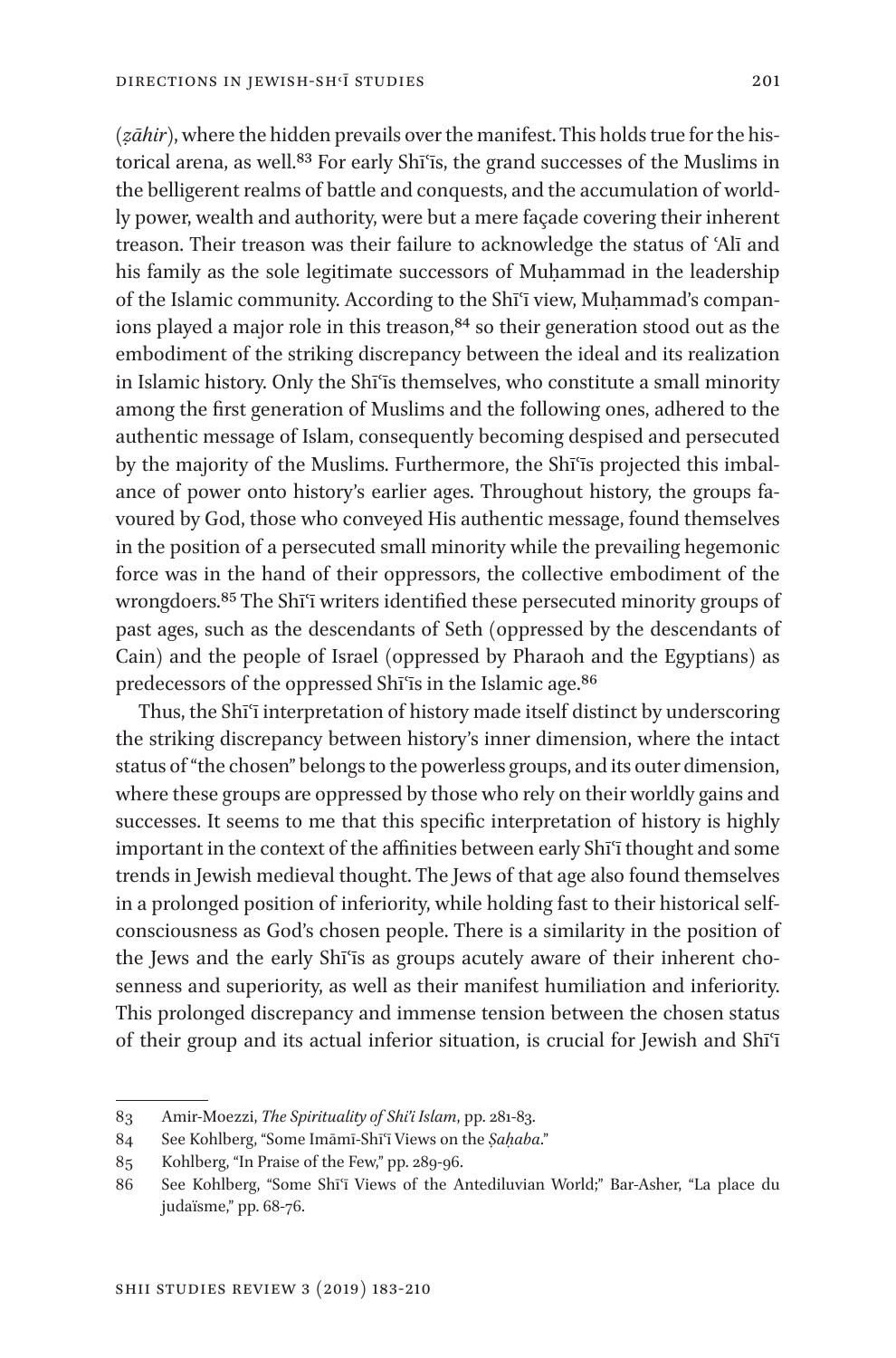(*ẓāhir*), where the hidden prevails over the manifest. This holds true for the historical arena, as well.[83] For early Shīʿīs, the grand successes of the Muslims in the belligerent realms of battle and conquests, and the accumulation of worldly power, wealth and authority, were but a mere façade covering their inherent treason. Their treason was their failure to acknowledge the status of ʿAlī and his family as the sole legitimate successors of Muḥammad in the leadership of the Islamic community. According to the Shīʿī view, Muḥammad's companions played a major role in this treason,[84] so their generation stood out as the embodiment of the striking discrepancy between the ideal and its realization in Islamic history. Only the Shīʿīs themselves, who constitute a small minority among the first generation of Muslims and the following ones, adhered to the authentic message of Islam, consequently becoming despised and persecuted by the majority of the Muslims. Furthermore, the Shīʿīs projected this imbalance of power onto history's earlier ages. Throughout history, the groups favoured by God, those who conveyed His authentic message, found themselves in the position of a persecuted small minority while the prevailing hegemonic force was in the hand of their oppressors, the collective embodiment of the wrongdoers.[85] The Shīʿī writers identified these persecuted minority groups of past ages, such as the descendants of Seth (oppressed by the descendants of Cain) and the people of Israel (oppressed by Pharaoh and the Egyptians) as predecessors of the oppressed Shīʿīs in the Islamic age.[86]

Thus, the Shīʿī interpretation of history made itself distinct by underscoring the striking discrepancy between history's inner dimension, where the intact status of "the chosen" belongs to the powerless groups, and its outer dimension, where these groups are oppressed by those who rely on their worldly gains and successes. It seems to me that this specific interpretation of history is highly important in the context of the affinities between early Shīʿī thought and some trends in Jewish medieval thought. The Jews of that age also found themselves in a prolonged position of inferiority, while holding fast to their historical self-consciousness as God's chosen people. There is a similarity in the position of the Jews and the early Shīʿīs as groups acutely aware of their inherent chosenness and superiority, as well as their manifest humiliation and inferiority. This prolonged discrepancy and immense tension between the chosen status of their group and its actual inferior situation, is crucial for Jewish and Shīʿī

---

83 Amir-Moezzi, *The Spirituality of Shi'i Islam*, pp. 281-83.

84 See Kohlberg, "Some Imāmī-Shīʿī Views on the *Ṣaḥaba*."

85 Kohlberg, "In Praise of the Few," pp. 289-96.

86 See Kohlberg, "Some Shīʿī Views of the Antediluvian World;" Bar-Asher, "La place du judaïsme," pp. 68-76.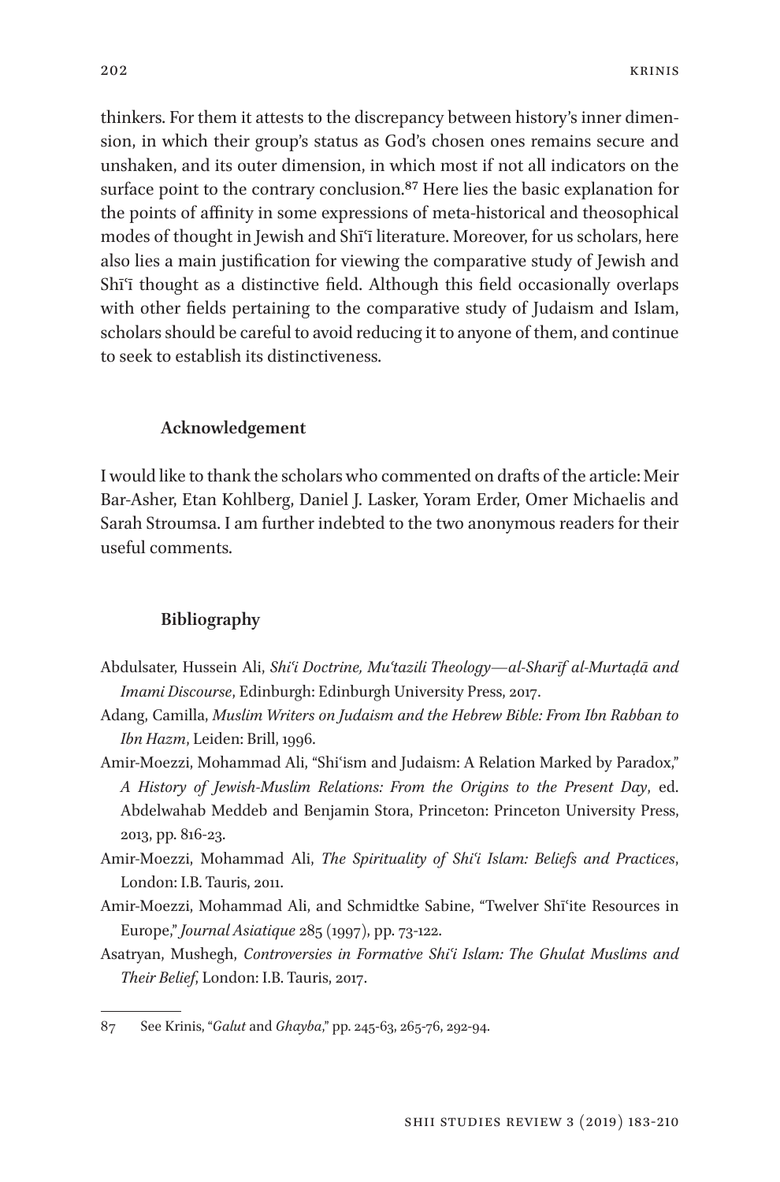thinkers. For them it attests to the discrepancy between history's inner dimension, in which their group's status as God's chosen ones remains secure and unshaken, and its outer dimension, in which most if not all indicators on the surface point to the contrary conclusion.[87] Here lies the basic explanation for the points of affinity in some expressions of meta-historical and theosophical modes of thought in Jewish and Shīʿī literature. Moreover, for us scholars, here also lies a main justification for viewing the comparative study of Jewish and Shīʿī thought as a distinctive field. Although this field occasionally overlaps with other fields pertaining to the comparative study of Judaism and Islam, scholars should be careful to avoid reducing it to anyone of them, and continue to seek to establish its distinctiveness.

## Acknowledgement

I would like to thank the scholars who commented on drafts of the article: Meir Bar-Asher, Etan Kohlberg, Daniel J. Lasker, Yoram Erder, Omer Michaelis and Sarah Stroumsa. I am further indebted to the two anonymous readers for their useful comments.

## Bibliography

Abdulsater, Hussein Ali, *Shiʿi Doctrine, Muʿtazili Theology—al-Sharīf al-Murtaḍā and Imami Discourse*, Edinburgh: Edinburgh University Press, 2017.

Adang, Camilla, *Muslim Writers on Judaism and the Hebrew Bible: From Ibn Rabban to Ibn Hazm*, Leiden: Brill, 1996.

Amir-Moezzi, Mohammad Ali, "Shiʿism and Judaism: A Relation Marked by Paradox," *A History of Jewish-Muslim Relations: From the Origins to the Present Day*, ed. Abdelwahab Meddeb and Benjamin Stora, Princeton: Princeton University Press, 2013, pp. 816-23.

Amir-Moezzi, Mohammad Ali, *The Spirituality of Shiʿi Islam: Beliefs and Practices*, London: I.B. Tauris, 2011.

Amir-Moezzi, Mohammad Ali, and Schmidtke Sabine, "Twelver Shīʿite Resources in Europe," *Journal Asiatique* 285 (1997), pp. 73-122.

Asatryan, Mushegh, *Controversies in Formative Shiʿi Islam: The Ghulat Muslims and Their Belief*, London: I.B. Tauris, 2017.

---

87 See Krinis, "*Galut* and *Ghayba*," pp. 245-63, 265-76, 292-94.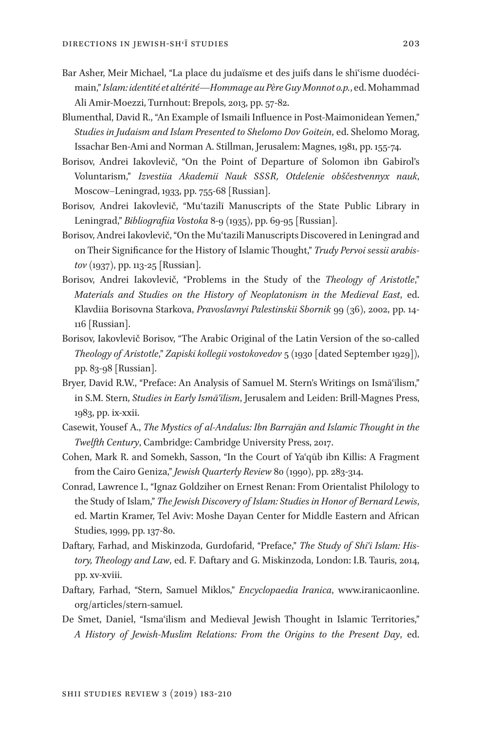Bar Asher, Meir Michael, "La place du judaïsme et des juifs dans le shīʿisme duodécimain," *Islam: identité et altérité—Hommage au Père Guy Monnot o.p.*, ed. Mohammad Ali Amir-Moezzi, Turnhout: Brepols, 2013, pp. 57-82.

Blumenthal, David R., "An Example of Ismaili Influence in Post-Maimonidean Yemen," *Studies in Judaism and Islam Presented to Shelomo Dov Goitein*, ed. Shelomo Morag, Issachar Ben-Ami and Norman A. Stillman, Jerusalem: Magnes, 1981, pp. 155-74.

Borisov, Andrei Iakovlevič, "On the Point of Departure of Solomon ibn Gabirol's Voluntarism," *Izvestiia Akademii Nauk SSSR, Otdelenie obščestvennyx nauk*, Moscow–Leningrad, 1933, pp. 755-68 [Russian].

Borisov, Andrei Iakovlevič, "Muʿtazilī Manuscripts of the State Public Library in Leningrad," *Bibliografiia Vostoka* 8-9 (1935), pp. 69-95 [Russian].

Borisov, Andrei Iakovlevič, "On the Muʿtazilī Manuscripts Discovered in Leningrad and on Their Significance for the History of Islamic Thought," *Trudy Pervoi sessii arabistov* (1937), pp. 113-25 [Russian].

Borisov, Andrei Iakovlevič, "Problems in the Study of the *Theology of Aristotle*," *Materials and Studies on the History of Neoplatonism in the Medieval East*, ed. Klavdiia Borisovna Starkova, *Pravoslavnyi Palestinskii Sbornik* 99 (36), 2002, pp. 14-116 [Russian].

Borisov, Iakovlevič Borisov, "The Arabic Original of the Latin Version of the so-called *Theology of Aristotle*," *Zapiski kollegii vostokovedov* 5 (1930 [dated September 1929]), pp. 83-98 [Russian].

Bryer, David R.W., "Preface: An Analysis of Samuel M. Stern's Writings on Ismāʿīlism," in S.M. Stern, *Studies in Early Ismāʿīlism*, Jerusalem and Leiden: Brill-Magnes Press, 1983, pp. ix-xxii.

Casewit, Yousef A., *The Mystics of al-Andalus: Ibn Barrajān and Islamic Thought in the Twelfth Century*, Cambridge: Cambridge University Press, 2017.

Cohen, Mark R. and Somekh, Sasson, "In the Court of Yaʿqūb ibn Killis: A Fragment from the Cairo Geniza," *Jewish Quarterly Review* 80 (1990), pp. 283-314.

Conrad, Lawrence I., "Ignaz Goldziher on Ernest Renan: From Orientalist Philology to the Study of Islam," *The Jewish Discovery of Islam: Studies in Honor of Bernard Lewis*, ed. Martin Kramer, Tel Aviv: Moshe Dayan Center for Middle Eastern and African Studies, 1999, pp. 137-80.

Daftary, Farhad, and Miskinzoda, Gurdofarid, "Preface," *The Study of Shiʿi Islam: History, Theology and Law*, ed. F. Daftary and G. Miskinzoda, London: I.B. Tauris, 2014, pp. xv-xviii.

Daftary, Farhad, "Stern, Samuel Miklos," *Encyclopaedia Iranica*, www.iranicaonline.org/articles/stern-samuel.

De Smet, Daniel, "Ismaʿilism and Medieval Jewish Thought in Islamic Territories," *A History of Jewish-Muslim Relations: From the Origins to the Present Day*, ed.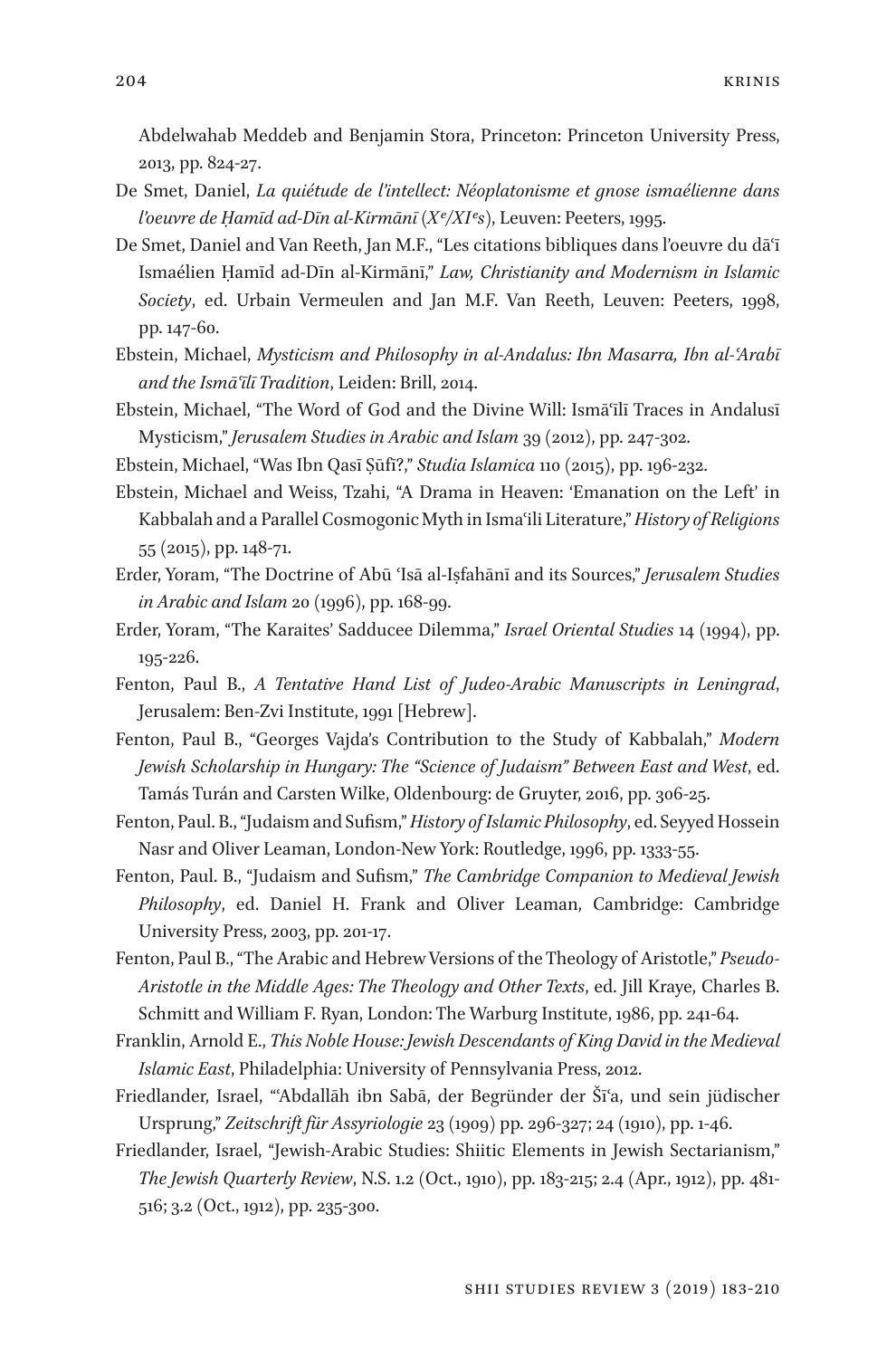Abdelwahab Meddeb and Benjamin Stora, Princeton: Princeton University Press, 2013, pp. 824-27.

De Smet, Daniel, *La quiétude de l'intellect: Néoplatonisme et gnose ismaélienne dans l'oeuvre de Ḥamīd ad-Dīn al-Kirmānī (Xe/XIes)*, Leuven: Peeters, 1995.

De Smet, Daniel and Van Reeth, Jan M.F., "Les citations bibliques dans l'oeuvre du dāʿī Ismaélien Ḥamīd ad-Dīn al-Kirmānī," *Law, Christianity and Modernism in Islamic Society*, ed. Urbain Vermeulen and Jan M.F. Van Reeth, Leuven: Peeters, 1998, pp. 147-60.

Ebstein, Michael, *Mysticism and Philosophy in al-Andalus: Ibn Masarra, Ibn al-ʿArabī and the Ismāʿīlī Tradition*, Leiden: Brill, 2014.

Ebstein, Michael, "The Word of God and the Divine Will: Ismāʿīlī Traces in Andalusī Mysticism," *Jerusalem Studies in Arabic and Islam* 39 (2012), pp. 247-302.

Ebstein, Michael, "Was Ibn Qasī Ṣūfī?," *Studia Islamica* 110 (2015), pp. 196-232.

Ebstein, Michael and Weiss, Tzahi, "A Drama in Heaven: 'Emanation on the Left' in Kabbalah and a Parallel Cosmogonic Myth in Ismaʿili Literature," *History of Religions* 55 (2015), pp. 148-71.

Erder, Yoram, "The Doctrine of Abū ʿIsā al-Iṣfahānī and its Sources," *Jerusalem Studies in Arabic and Islam* 20 (1996), pp. 168-99.

Erder, Yoram, "The Karaites' Sadducee Dilemma," *Israel Oriental Studies* 14 (1994), pp. 195-226.

Fenton, Paul B., *A Tentative Hand List of Judeo-Arabic Manuscripts in Leningrad*, Jerusalem: Ben-Zvi Institute, 1991 [Hebrew].

Fenton, Paul B., "Georges Vajda's Contribution to the Study of Kabbalah," *Modern Jewish Scholarship in Hungary: The "Science of Judaism" Between East and West*, ed. Tamás Turán and Carsten Wilke, Oldenbourg: de Gruyter, 2016, pp. 306-25.

Fenton, Paul. B., "Judaism and Sufism," *History of Islamic Philosophy*, ed. Seyyed Hossein Nasr and Oliver Leaman, London-New York: Routledge, 1996, pp. 1333-55.

Fenton, Paul. B., "Judaism and Sufism," *The Cambridge Companion to Medieval Jewish Philosophy*, ed. Daniel H. Frank and Oliver Leaman, Cambridge: Cambridge University Press, 2003, pp. 201-17.

Fenton, Paul B., "The Arabic and Hebrew Versions of the Theology of Aristotle," *Pseudo-Aristotle in the Middle Ages: The Theology and Other Texts*, ed. Jill Kraye, Charles B. Schmitt and William F. Ryan, London: The Warburg Institute, 1986, pp. 241-64.

Franklin, Arnold E., *This Noble House: Jewish Descendants of King David in the Medieval Islamic East*, Philadelphia: University of Pennsylvania Press, 2012.

Friedlander, Israel, "ʿAbdallāh ibn Sabā, der Begründer der Šīʿa, und sein jüdischer Ursprung," *Zeitschrift für Assyriologie* 23 (1909) pp. 296-327; 24 (1910), pp. 1-46.

Friedlander, Israel, "Jewish-Arabic Studies: Shiitic Elements in Jewish Sectarianism," *The Jewish Quarterly Review*, N.S. 1.2 (Oct., 1910), pp. 183-215; 2.4 (Apr., 1912), pp. 481-516; 3.2 (Oct., 1912), pp. 235-300.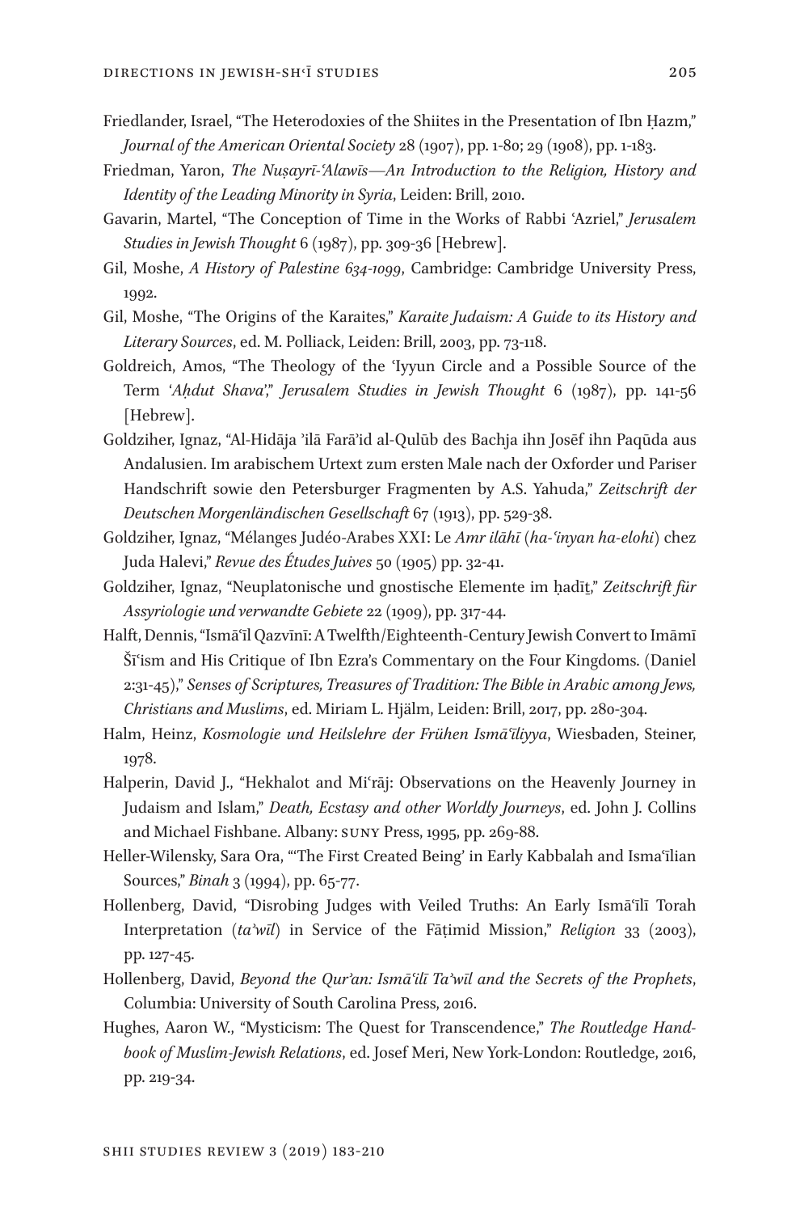Friedlander, Israel, "The Heterodoxies of the Shiites in the Presentation of Ibn Ḥazm," *Journal of the American Oriental Society* 28 (1907), pp. 1-80; 29 (1908), pp. 1-183.

Friedman, Yaron, *The Nuṣayrī-ʿAlawīs—An Introduction to the Religion, History and Identity of the Leading Minority in Syria*, Leiden: Brill, 2010.

Gavarin, Martel, "The Conception of Time in the Works of Rabbi ʿAzriel," *Jerusalem Studies in Jewish Thought* 6 (1987), pp. 309-36 [Hebrew].

Gil, Moshe, *A History of Palestine 634-1099*, Cambridge: Cambridge University Press, 1992.

Gil, Moshe, "The Origins of the Karaites," *Karaite Judaism: A Guide to its History and Literary Sources*, ed. M. Polliack, Leiden: Brill, 2003, pp. 73-118.

Goldreich, Amos, "The Theology of the ʿIyyun Circle and a Possible Source of the Term '*Aḥdut Shava*'," *Jerusalem Studies in Jewish Thought* 6 (1987), pp. 141-56 [Hebrew].

Goldziher, Ignaz, "Al-Hidāja ʾilā Farāʾid al-Qulūb des Bachja ihn Josēf ihn Paqūda aus Andalusien. Im arabischem Urtext zum ersten Male nach der Oxforder und Pariser Handschrift sowie den Petersburger Fragmenten by A.S. Yahuda," *Zeitschrift der Deutschen Morgenländischen Gesellschaft* 67 (1913), pp. 529-38.

Goldziher, Ignaz, "Mélanges Judéo-Arabes XXI: Le *Amr ilāhī* (*ha-ʿinyan ha-elohi*) chez Juda Halevi," *Revue des Études Juives* 50 (1905) pp. 32-41.

Goldziher, Ignaz, "Neuplatonische und gnostische Elemente im ḥadīṯ," *Zeitschrift für Assyriologie und verwandte Gebiete* 22 (1909), pp. 317-44.

Halft, Dennis, "Ismāʿīl Qazvīnī: A Twelfth/Eighteenth-Century Jewish Convert to Imāmī Šīʿism and His Critique of Ibn Ezra's Commentary on the Four Kingdoms. (Daniel 2:31-45)," *Senses of Scriptures, Treasures of Tradition: The Bible in Arabic among Jews, Christians and Muslims*, ed. Miriam L. Hjälm, Leiden: Brill, 2017, pp. 280-304.

Halm, Heinz, *Kosmologie und Heilslehre der Frühen Ismāʿīliyya*, Wiesbaden, Steiner, 1978.

Halperin, David J., "Hekhalot and Miʿrāj: Observations on the Heavenly Journey in Judaism and Islam," *Death, Ecstasy and other Worldly Journeys*, ed. John J. Collins and Michael Fishbane. Albany: SUNY Press, 1995, pp. 269-88.

Heller-Wilensky, Sara Ora, "'The First Created Being' in Early Kabbalah and Ismaʿīlian Sources," *Binah* 3 (1994), pp. 65-77.

Hollenberg, David, "Disrobing Judges with Veiled Truths: An Early Ismāʿīlī Torah Interpretation (*taʾwīl*) in Service of the Fāṭimid Mission," *Religion* 33 (2003), pp. 127-45.

Hollenberg, David, *Beyond the Qurʾan: Ismāʿīlī Taʾwīl and the Secrets of the Prophets*, Columbia: University of South Carolina Press, 2016.

Hughes, Aaron W., "Mysticism: The Quest for Transcendence," *The Routledge Handbook of Muslim-Jewish Relations*, ed. Josef Meri, New York-London: Routledge, 2016, pp. 219-34.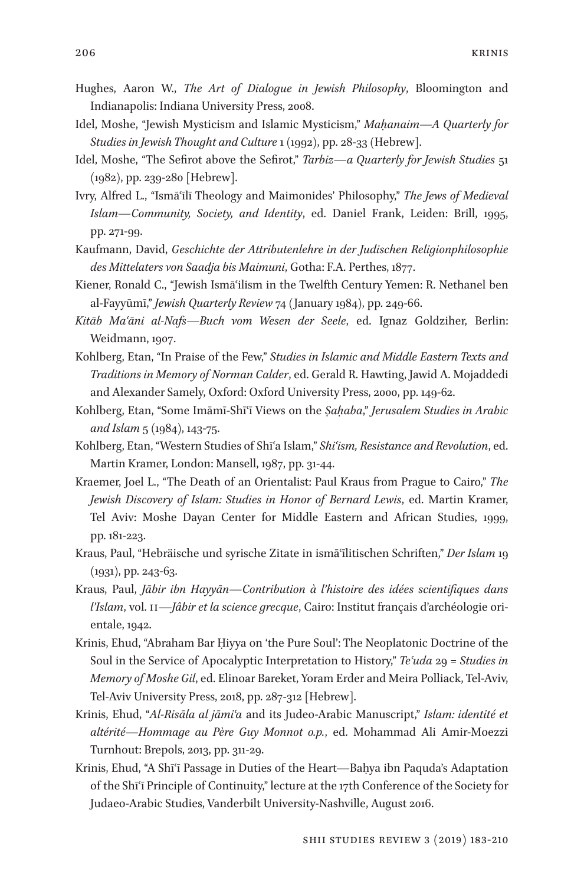Hughes, Aaron W., *The Art of Dialogue in Jewish Philosophy*, Bloomington and Indianapolis: Indiana University Press, 2008.

Idel, Moshe, "Jewish Mysticism and Islamic Mysticism," *Maḥanaim—A Quarterly for Studies in Jewish Thought and Culture* 1 (1992), pp. 28-33 (Hebrew].

Idel, Moshe, "The Sefirot above the Sefirot," *Tarbiz—a Quarterly for Jewish Studies* 51 (1982), pp. 239-280 [Hebrew].

Ivry, Alfred L., "Ismāʿīlī Theology and Maimonides' Philosophy," *The Jews of Medieval Islam—Community, Society, and Identity*, ed. Daniel Frank, Leiden: Brill, 1995, pp. 271-99.

Kaufmann, David, *Geschichte der Attributenlehre in der Judischen Religionphilosophie des Mittelaters von Saadja bis Maimuni*, Gotha: F.A. Perthes, 1877.

Kiener, Ronald C., "Jewish Ismāʿilism in the Twelfth Century Yemen: R. Nethanel ben al-Fayyūmī," *Jewish Quarterly Review* 74 (January 1984), pp. 249-66.

*Kitāb Maʿāni al-Nafs—Buch vom Wesen der Seele*, ed. Ignaz Goldziher, Berlin: Weidmann, 1907.

Kohlberg, Etan, "In Praise of the Few," *Studies in Islamic and Middle Eastern Texts and Traditions in Memory of Norman Calder*, ed. Gerald R. Hawting, Jawid A. Mojaddedi and Alexander Samely, Oxford: Oxford University Press, 2000, pp. 149-62.

Kohlberg, Etan, "Some Imāmī-Shīʿī Views on the *Ṣaḥaba*," *Jerusalem Studies in Arabic and Islam* 5 (1984), 143-75.

Kohlberg, Etan, "Western Studies of Shīʿa Islam," *Shiʿism, Resistance and Revolution*, ed. Martin Kramer, London: Mansell, 1987, pp. 31-44.

Kraemer, Joel L., "The Death of an Orientalist: Paul Kraus from Prague to Cairo," *The Jewish Discovery of Islam: Studies in Honor of Bernard Lewis*, ed. Martin Kramer, Tel Aviv: Moshe Dayan Center for Middle Eastern and African Studies, 1999, pp. 181-223.

Kraus, Paul, "Hebräische und syrische Zitate in ismāʿīlitischen Schriften," *Der Islam* 19 (1931), pp. 243-63.

Kraus, Paul, *Jābir ibn Hayyān—Contribution à l'histoire des idées scientifiques dans l'Islam*, vol. II—*Jâbir et la science grecque*, Cairo: Institut français d'archéologie orientale, 1942.

Krinis, Ehud, "Abraham Bar Ḥiyya on 'the Pure Soul': The Neoplatonic Doctrine of the Soul in the Service of Apocalyptic Interpretation to History," *Teʿuda* 29 = *Studies in Memory of Moshe Gil*, ed. Elinoar Bareket, Yoram Erder and Meira Polliack, Tel-Aviv, Tel-Aviv University Press, 2018, pp. 287-312 [Hebrew].

Krinis, Ehud, "*Al-Risāla al jāmiʿa* and its Judeo-Arabic Manuscript," *Islam: identité et altérité—Hommage au Père Guy Monnot o.p.*, ed. Mohammad Ali Amir-Moezzi Turnhout: Brepols, 2013, pp. 311-29.

Krinis, Ehud, "A Shīʿī Passage in Duties of the Heart—Baḥya ibn Paquda's Adaptation of the Shīʿī Principle of Continuity," lecture at the 17th Conference of the Society for Judaeo-Arabic Studies, Vanderbilt University-Nashville, August 2016.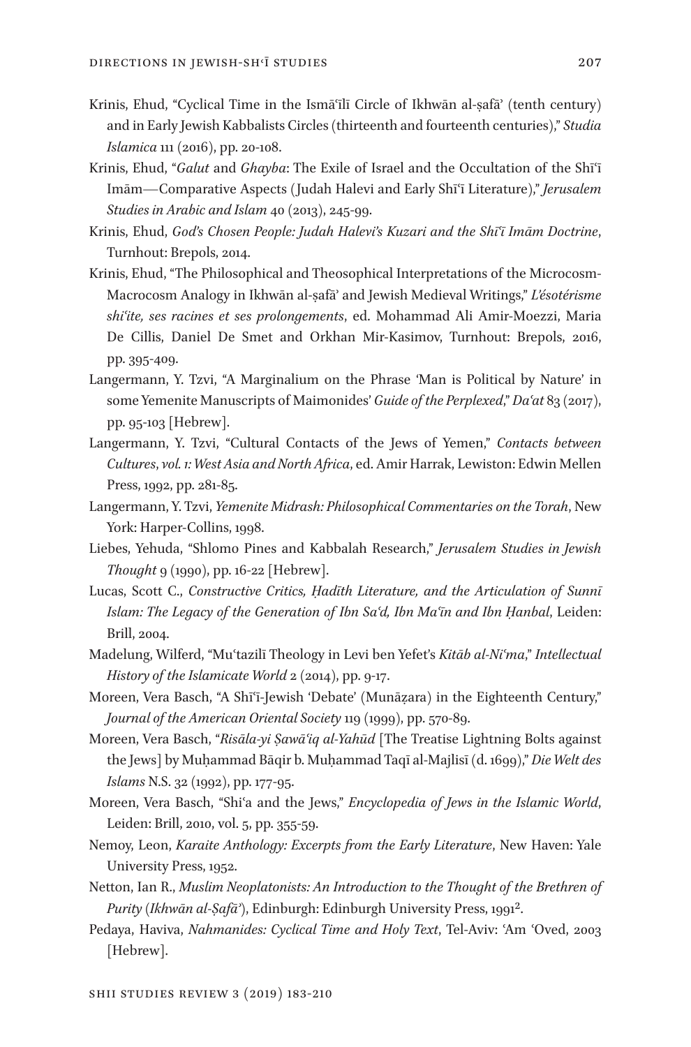Krinis, Ehud, "Cyclical Time in the Ismāʿīlī Circle of Ikhwān al-ṣafāʾ (tenth century) and in Early Jewish Kabbalists Circles (thirteenth and fourteenth centuries)," *Studia Islamica* 111 (2016), pp. 20-108.

Krinis, Ehud, "*Galut* and *Ghayba*: The Exile of Israel and the Occultation of the Shīʿī Imām—Comparative Aspects (Judah Halevi and Early Shīʿī Literature)," *Jerusalem Studies in Arabic and Islam* 40 (2013), 245-99.

Krinis, Ehud, *God's Chosen People: Judah Halevi's Kuzari and the Shīʿī Imām Doctrine*, Turnhout: Brepols, 2014.

Krinis, Ehud, "The Philosophical and Theosophical Interpretations of the Microcosm-Macrocosm Analogy in Ikhwān al-ṣafāʾ and Jewish Medieval Writings," *L'ésotérisme shiʿite, ses racines et ses prolongements*, ed. Mohammad Ali Amir-Moezzi, Maria De Cillis, Daniel De Smet and Orkhan Mir-Kasimov, Turnhout: Brepols, 2016, pp. 395-409.

Langermann, Y. Tzvi, "A Marginalium on the Phrase 'Man is Political by Nature' in some Yemenite Manuscripts of Maimonides' *Guide of the Perplexed*," *Daʿat* 83 (2017), pp. 95-103 [Hebrew].

Langermann, Y. Tzvi, "Cultural Contacts of the Jews of Yemen," *Contacts between Cultures*, *vol. 1: West Asia and North Africa*, ed. Amir Harrak, Lewiston: Edwin Mellen Press, 1992, pp. 281-85.

Langermann, Y. Tzvi, *Yemenite Midrash: Philosophical Commentaries on the Torah*, New York: Harper-Collins, 1998.

Liebes, Yehuda, "Shlomo Pines and Kabbalah Research," *Jerusalem Studies in Jewish Thought* 9 (1990), pp. 16-22 [Hebrew].

Lucas, Scott C., *Constructive Critics, Ḥadīth Literature, and the Articulation of Sunnī Islam: The Legacy of the Generation of Ibn Saʿd, Ibn Maʿīn and Ibn Ḥanbal*, Leiden: Brill, 2004.

Madelung, Wilferd, "Muʿtazilī Theology in Levi ben Yefet's *Kitāb al-Niʿma*," *Intellectual History of the Islamicate World* 2 (2014), pp. 9-17.

Moreen, Vera Basch, "A Shīʿī-Jewish 'Debate' (Munāẓara) in the Eighteenth Century," *Journal of the American Oriental Society* 119 (1999), pp. 570-89.

Moreen, Vera Basch, "*Risāla-yi Ṣawāʿiq al-Yahūd* [The Treatise Lightning Bolts against the Jews] by Muḥammad Bāqir b. Muḥammad Taqī al-Majlisī (d. 1699)," *Die Welt des Islams* N.S. 32 (1992), pp. 177-95.

Moreen, Vera Basch, "Shiʿa and the Jews," *Encyclopedia of Jews in the Islamic World*, Leiden: Brill, 2010, vol. 5, pp. 355-59.

Nemoy, Leon, *Karaite Anthology: Excerpts from the Early Literature*, New Haven: Yale University Press, 1952.

Netton, Ian R., *Muslim Neoplatonists: An Introduction to the Thought of the Brethren of Purity* (*Ikhwān al-Ṣafāʾ*), Edinburgh: Edinburgh University Press, 1991[2].

Pedaya, Haviva, *Nahmanides: Cyclical Time and Holy Text*, Tel-Aviv: ʿAm ʿOved, 2003 [Hebrew].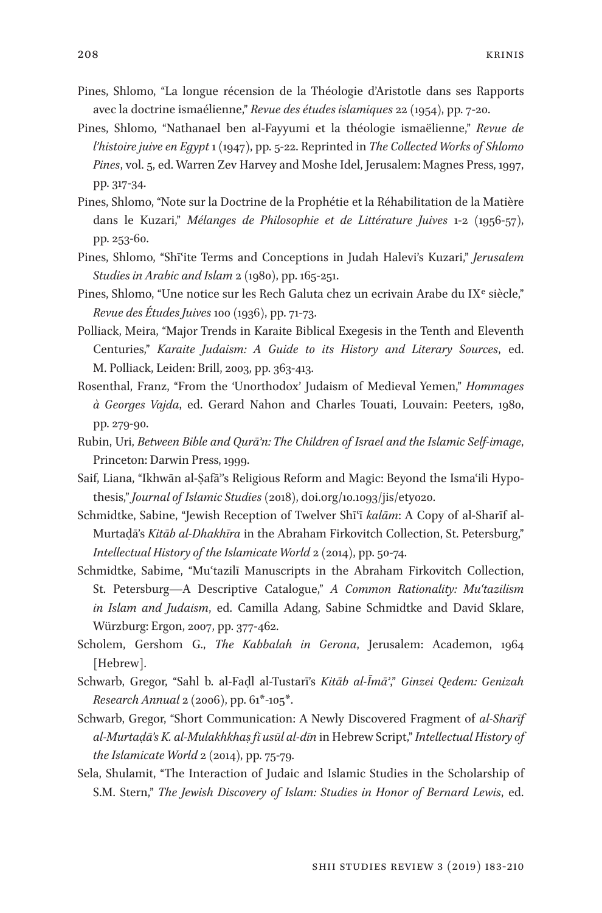Pines, Shlomo, "La longue récension de la Théologie d'Aristotle dans ses Rapports avec la doctrine ismaélienne," *Revue des études islamiques* 22 (1954), pp. 7-20.

Pines, Shlomo, "Nathanael ben al-Fayyumi et la théologie ismaëlienne," *Revue de l'histoire juive en Egypt* 1 (1947), pp. 5-22. Reprinted in *The Collected Works of Shlomo Pines*, vol. 5, ed. Warren Zev Harvey and Moshe Idel, Jerusalem: Magnes Press, 1997, pp. 317-34.

Pines, Shlomo, "Note sur la Doctrine de la Prophétie et la Réhabilitation de la Matière dans le Kuzari," *Mélanges de Philosophie et de Littérature Juives* 1-2 (1956-57), pp. 253-60.

Pines, Shlomo, "Shīʿite Terms and Conceptions in Judah Halevi's Kuzari," *Jerusalem Studies in Arabic and Islam* 2 (1980), pp. 165-251.

Pines, Shlomo, "Une notice sur les Rech Galuta chez un ecrivain Arabe du IXe siècle," *Revue des Études Juives* 100 (1936), pp. 71-73.

Polliack, Meira, "Major Trends in Karaite Biblical Exegesis in the Tenth and Eleventh Centuries," *Karaite Judaism: A Guide to its History and Literary Sources*, ed. M. Polliack, Leiden: Brill, 2003, pp. 363-413.

Rosenthal, Franz, "From the 'Unorthodox' Judaism of Medieval Yemen," *Hommages à Georges Vajda*, ed. Gerard Nahon and Charles Touati, Louvain: Peeters, 1980, pp. 279-90.

Rubin, Uri, *Between Bible and Qurʾān: The Children of Israel and the Islamic Self-image*, Princeton: Darwin Press, 1999.

Saif, Liana, "Ikhwān al-Ṣafāʾ's Religious Reform and Magic: Beyond the Ismaʿili Hypothesis," *Journal of Islamic Studies* (2018), doi.org/10.1093/jis/ety020.

Schmidtke, Sabine, "Jewish Reception of Twelver Shīʿī *kalām*: A Copy of al-Sharīf al-Murtaḍā's *Kitāb al-Dhakhīra* in the Abraham Firkovitch Collection, St. Petersburg," *Intellectual History of the Islamicate World* 2 (2014), pp. 50-74.

Schmidtke, Sabime, "Muʿtazilī Manuscripts in the Abraham Firkovitch Collection, St. Petersburg—A Descriptive Catalogue," *A Common Rationality: Muʿtazilism in Islam and Judaism*, ed. Camilla Adang, Sabine Schmidtke and David Sklare, Würzburg: Ergon, 2007, pp. 377-462.

Scholem, Gershom G., *The Kabbalah in Gerona*, Jerusalem: Academon, 1964 [Hebrew].

Schwarb, Gregor, "Sahl b. al-Faḍl al-Tustarī's *Kitāb al-Īmāʾ*," *Ginzei Qedem: Genizah Research Annual* 2 (2006), pp. 61*-105*.

Schwarb, Gregor, "Short Communication: A Newly Discovered Fragment of *al-Sharīf al-Murtaḍā's K. al-Mulakhkhaṣ fī usūl al-dīn* in Hebrew Script," *Intellectual History of the Islamicate World* 2 (2014), pp. 75-79.

Sela, Shulamit, "The Interaction of Judaic and Islamic Studies in the Scholarship of S.M. Stern," *The Jewish Discovery of Islam: Studies in Honor of Bernard Lewis*, ed.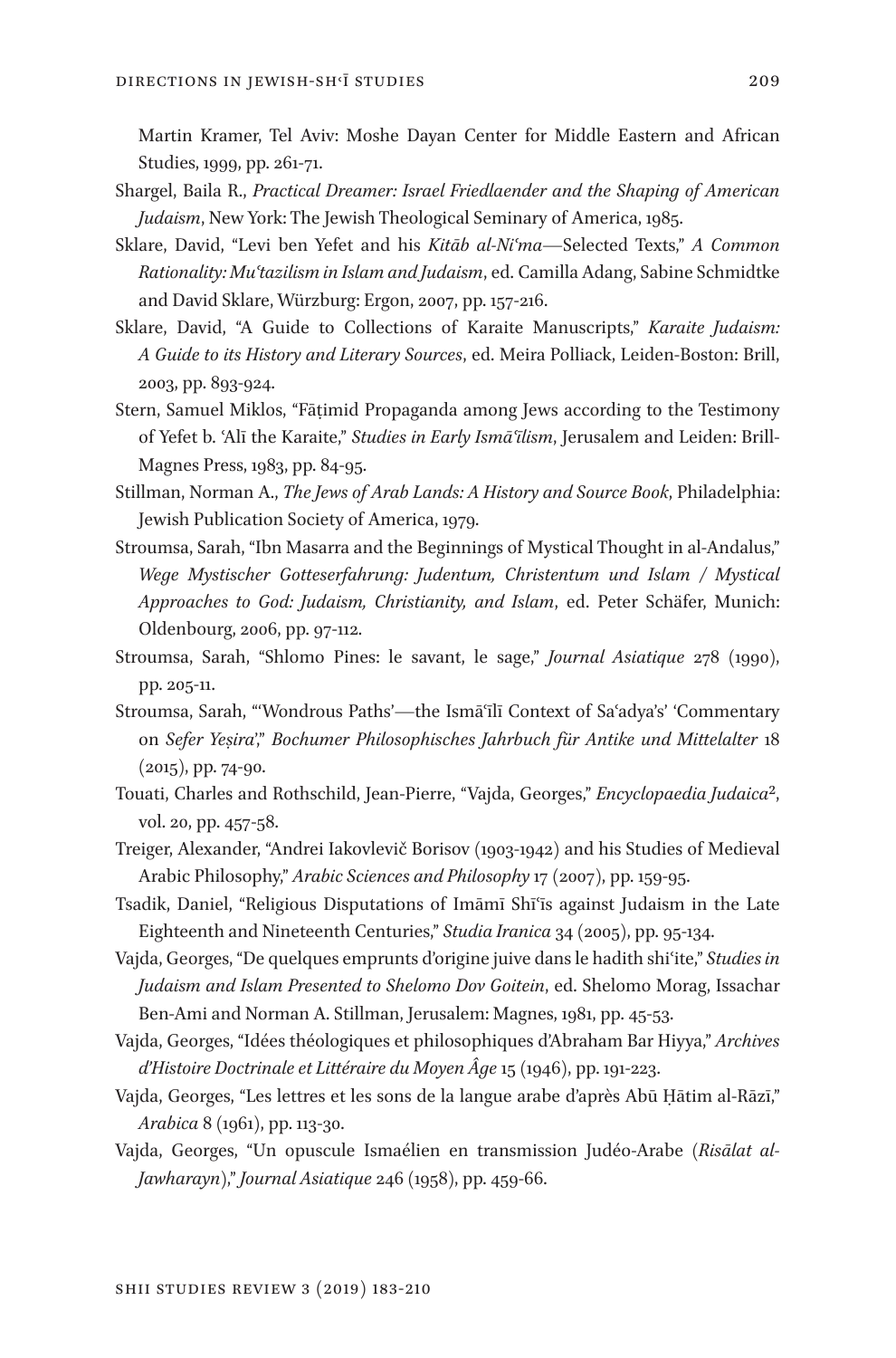Martin Kramer, Tel Aviv: Moshe Dayan Center for Middle Eastern and African Studies, 1999, pp. 261-71.

Shargel, Baila R., *Practical Dreamer: Israel Friedlaender and the Shaping of American Judaism*, New York: The Jewish Theological Seminary of America, 1985.

Sklare, David, "Levi ben Yefet and his *Kitāb al-Niʿma*—Selected Texts," *A Common Rationality: Muʿtazilism in Islam and Judaism*, ed. Camilla Adang, Sabine Schmidtke and David Sklare, Würzburg: Ergon, 2007, pp. 157-216.

Sklare, David, "A Guide to Collections of Karaite Manuscripts," *Karaite Judaism: A Guide to its History and Literary Sources*, ed. Meira Polliack, Leiden-Boston: Brill, 2003, pp. 893-924.

Stern, Samuel Miklos, "Fāṭimid Propaganda among Jews according to the Testimony of Yefet b. ʿAlī the Karaite," *Studies in Early Ismāʿīlism*, Jerusalem and Leiden: Brill-Magnes Press, 1983, pp. 84-95.

Stillman, Norman A., *The Jews of Arab Lands: A History and Source Book*, Philadelphia: Jewish Publication Society of America, 1979.

Stroumsa, Sarah, "Ibn Masarra and the Beginnings of Mystical Thought in al-Andalus," *Wege Mystischer Gotteserfahrung: Judentum, Christentum und Islam / Mystical Approaches to God: Judaism, Christianity, and Islam*, ed. Peter Schäfer, Munich: Oldenbourg, 2006, pp. 97-112.

Stroumsa, Sarah, "Shlomo Pines: le savant, le sage," *Journal Asiatique* 278 (1990), pp. 205-11.

Stroumsa, Sarah, "'Wondrous Paths'—the Ismāʿīlī Context of Saʿadya's' 'Commentary on *Sefer Yeṣira*'," *Bochumer Philosophisches Jahrbuch für Antike und Mittelalter* 18 (2015), pp. 74-90.

Touati, Charles and Rothschild, Jean-Pierre, "Vajda, Georges," *Encyclopaedia Judaica*², vol. 20, pp. 457-58.

Treiger, Alexander, "Andrei Iakovlevič Borisov (1903-1942) and his Studies of Medieval Arabic Philosophy," *Arabic Sciences and Philosophy* 17 (2007), pp. 159-95.

Tsadik, Daniel, "Religious Disputations of Imāmī Shīʿīs against Judaism in the Late Eighteenth and Nineteenth Centuries," *Studia Iranica* 34 (2005), pp. 95-134.

Vajda, Georges, "De quelques emprunts d'origine juive dans le hadith shiʿite," *Studies in Judaism and Islam Presented to Shelomo Dov Goitein*, ed. Shelomo Morag, Issachar Ben-Ami and Norman A. Stillman, Jerusalem: Magnes, 1981, pp. 45-53.

Vajda, Georges, "Idées théologiques et philosophiques d'Abraham Bar Hiyya," *Archives d'Histoire Doctrinale et Littéraire du Moyen Âge* 15 (1946), pp. 191-223.

Vajda, Georges, "Les lettres et les sons de la langue arabe d'après Abū Ḥātim al-Rāzī," *Arabica* 8 (1961), pp. 113-30.

Vajda, Georges, "Un opuscule Ismaélien en transmission Judéo-Arabe (*Risālat al-Jawharayn*)," *Journal Asiatique* 246 (1958), pp. 459-66.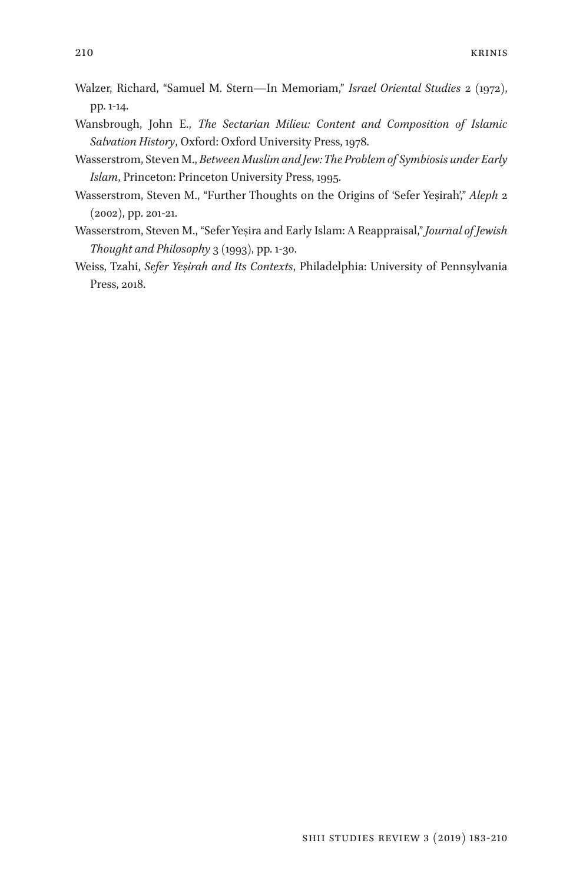Walzer, Richard, "Samuel M. Stern—In Memoriam," *Israel Oriental Studies* 2 (1972), pp. 1-14.

Wansbrough, John E., *The Sectarian Milieu: Content and Composition of Islamic Salvation History*, Oxford: Oxford University Press, 1978.

Wasserstrom, Steven M., *Between Muslim and Jew: The Problem of Symbiosis under Early Islam*, Princeton: Princeton University Press, 1995.

Wasserstrom, Steven M., "Further Thoughts on the Origins of 'Sefer Yeṣirah'," *Aleph* 2 (2002), pp. 201-21.

Wasserstrom, Steven M., "Sefer Yeṣira and Early Islam: A Reappraisal," *Journal of Jewish Thought and Philosophy* 3 (1993), pp. 1-30.

Weiss, Tzahi, *Sefer Yeṣirah and Its Contexts*, Philadelphia: University of Pennsylvania Press, 2018.